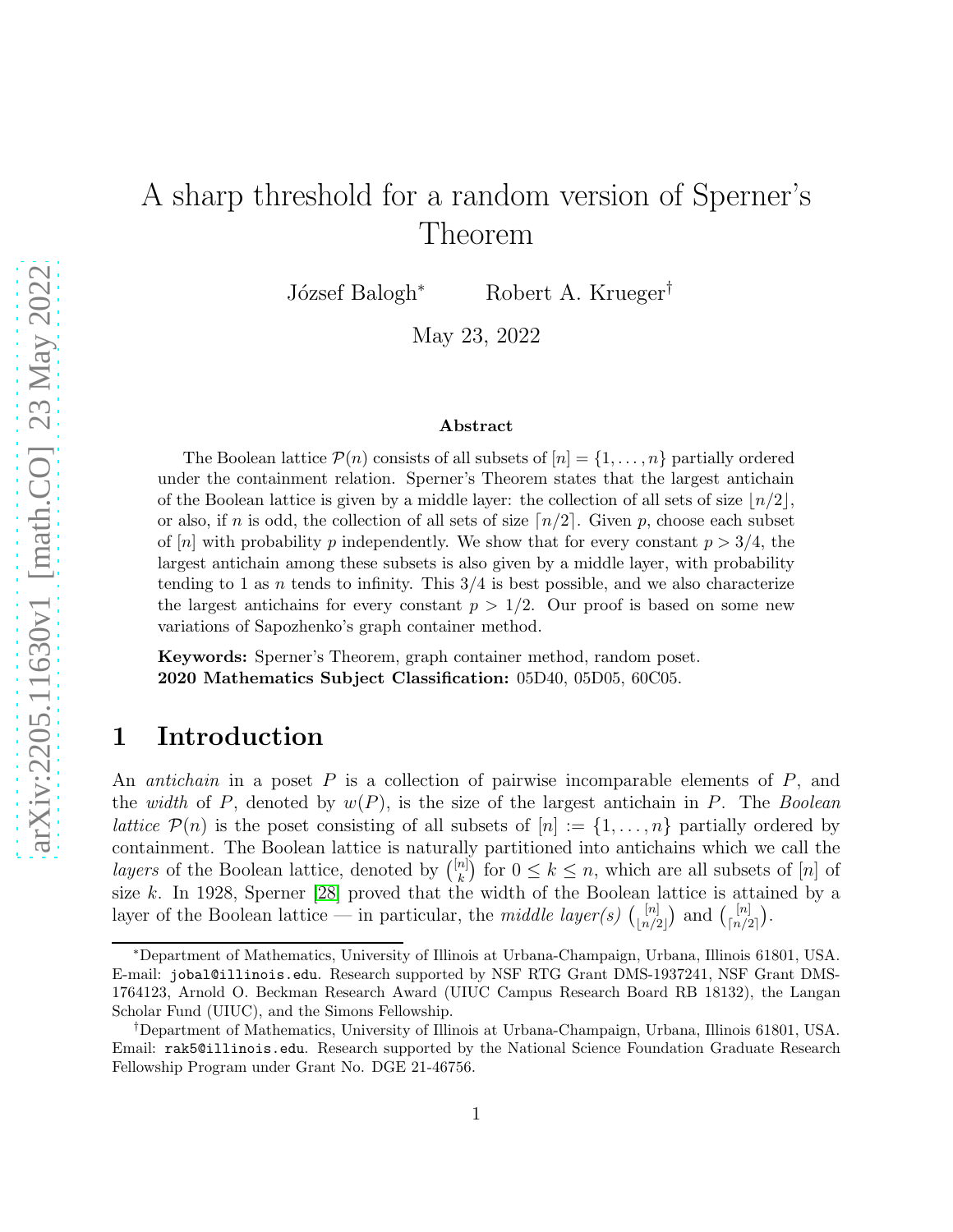# A sharp threshold for a random version of Sperner's Theorem

József Balogh[*] Robert A. Krueger[†]

May 23, 2022

**Abstract**

The Boolean lattice $\mathcal{P}(n)$ consists of all subsets of $[n] = \{1, \dots, n\}$ partially ordered under the containment relation. Sperner's Theorem states that the largest antichain of the Boolean lattice is given by a middle layer: the collection of all sets of size $\lfloor n/2 \rfloor$, or also, if $n$ is odd, the collection of all sets of size $\lceil n/2 \rceil$. Given $p$, choose each subset of $[n]$ with probability $p$ independently. We show that for every constant $p > 3/4$, the largest antichain among these subsets is also given by a middle layer, with probability tending to 1 as $n$ tends to infinity. This $3/4$ is best possible, and we also characterize the largest antichains for every constant $p > 1/2$. Our proof is based on some new variations of Sapozhenko's graph container method.

**Keywords:** Sperner's Theorem, graph container method, random poset.
**2020 Mathematics Subject Classification:** 05D40, 05D05, 60C05.

## 1 Introduction

An *antichain* in a poset $P$ is a collection of pairwise incomparable elements of $P$, and the *width* of $P$, denoted by $w(P)$, is the size of the largest antichain in $P$. The *Boolean lattice* $\mathcal{P}(n)$ is the poset consisting of all subsets of $[n] := \{1, \dots, n\}$ partially ordered by containment. The Boolean lattice is naturally partitioned into antichains which we call the *layers* of the Boolean lattice, denoted by $\binom{[n]}{k}$ for $0 \le k \le n$, which are all subsets of $[n]$ of size $k$. In 1928, Sperner [28] proved that the width of the Boolean lattice is attained by a layer of the Boolean lattice — in particular, the *middle layer(s)* $\binom{[n]}{\lfloor n/2 \rfloor}$ and $\binom{[n]}{\lceil n/2 \rceil}$.

---

[*]Department of Mathematics, University of Illinois at Urbana-Champaign, Urbana, Illinois 61801, USA. E-mail: jobal@illinois.edu. Research supported by NSF RTG Grant DMS-1937241, NSF Grant DMS-1764123, Arnold O. Beckman Research Award (UIUC Campus Research Board RB 18132), the Langan Scholar Fund (UIUC), and the Simons Fellowship.

[†]Department of Mathematics, University of Illinois at Urbana-Champaign, Urbana, Illinois 61801, USA. Email: rak5@illinois.edu. Research supported by the National Science Foundation Graduate Research Fellowship Program under Grant No. DGE 21-46756.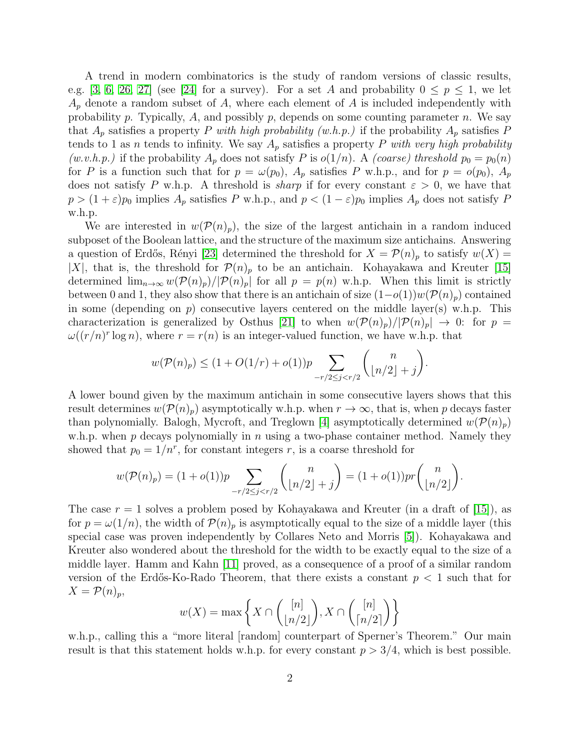A trend in modern combinatorics is the study of random versions of classic results, e.g. [3, 6, 26, 27] (see [24] for a survey). For a set $A$ and probability $0 \leq p \leq 1$, we let $A_p$ denote a random subset of $A$, where each element of $A$ is included independently with probability $p$. Typically, $A$, and possibly $p$, depends on some counting parameter $n$. We say that $A_p$ satisfies a property $P$ *with high probability (w.h.p.)* if the probability $A_p$ satisfies $P$ tends to 1 as $n$ tends to infinity. We say $A_p$ satisfies a property $P$ *with very high probability (w.v.h.p.)* if the probability $A_p$ does not satisfy $P$ is $o(1/n)$. A *(coarse) threshold* $p_0 = p_0(n)$ for $P$ is a function such that for $p = \omega(p_0)$, $A_p$ satisfies $P$ w.h.p., and for $p = o(p_0)$, $A_p$ does not satisfy $P$ w.h.p. A threshold is *sharp* if for every constant $\varepsilon > 0$, we have that $p > (1+\varepsilon)p_0$ implies $A_p$ satisfies $P$ w.h.p., and $p < (1-\varepsilon)p_0$ implies $A_p$ does not satisfy $P$ w.h.p.

We are interested in $w(\mathcal{P}(n)_p)$, the size of the largest antichain in a random induced subposet of the Boolean lattice, and the structure of the maximum size antichains. Answering a question of Erdős, Rényi [23] determined the threshold for $X = \mathcal{P}(n)_p$ to satisfy $w(X) = |X|$, that is, the threshold for $\mathcal{P}(n)_p$ to be an antichain. Kohayakawa and Kreuter [15] determined $\lim_{n\to\infty} w(\mathcal{P}(n)_p)/|\mathcal{P}(n)_p|$ for all $p = p(n)$ w.h.p. When this limit is strictly between 0 and 1, they also show that there is an antichain of size $(1-o(1))w(\mathcal{P}(n)_p)$ contained in some (depending on $p$) consecutive layers centered on the middle layer(s) w.h.p. This characterization is generalized by Osthus [21] to when $w(\mathcal{P}(n)_p)/|\mathcal{P}(n)_p| \to 0$: for $p = \omega((r/n)^r \log n)$, where $r = r(n)$ is an integer-valued function, we have w.h.p. that

$$w(\mathcal{P}(n)_p) \leq (1 + O(1/r) + o(1))p \sum_{-r/2 \leq j < r/2} \binom{n}{\lfloor n/2 \rfloor + j}.$$

A lower bound given by the maximum antichain in some consecutive layers shows that this result determines $w(\mathcal{P}(n)_p)$ asymptotically w.h.p. when $r \to \infty$, that is, when $p$ decays faster than polynomially. Balogh, Mycroft, and Treglown [4] asymptotically determined $w(\mathcal{P}(n)_p)$ w.h.p. when $p$ decays polynomially in $n$ using a two-phase container method. Namely they showed that $p_0 = 1/n^r$, for constant integers $r$, is a coarse threshold for

$$w(\mathcal{P}(n)_p) = (1+o(1))p \sum_{-r/2 \leq j < r/2} \binom{n}{\lfloor n/2 \rfloor + j} = (1+o(1))pr\binom{n}{\lfloor n/2 \rfloor}.$$

The case $r = 1$ solves a problem posed by Kohayakawa and Kreuter (in a draft of [15]), as for $p = \omega(1/n)$, the width of $\mathcal{P}(n)_p$ is asymptotically equal to the size of a middle layer (this special case was proven independently by Collares Neto and Morris [5]). Kohayakawa and Kreuter also wondered about the threshold for the width to be exactly equal to the size of a middle layer. Hamm and Kahn [11] proved, as a consequence of a proof of a similar random version of the Erdős-Ko-Rado Theorem, that there exists a constant $p < 1$ such that for $X = \mathcal{P}(n)_p$,

$$w(X) = \max\left\{ X \cap \binom{[n]}{\lfloor n/2 \rfloor}, X \cap \binom{[n]}{\lceil n/2 \rceil} \right\}$$

w.h.p., calling this a "more literal [random] counterpart of Sperner's Theorem." Our main result is that this statement holds w.h.p. for every constant $p > 3/4$, which is best possible.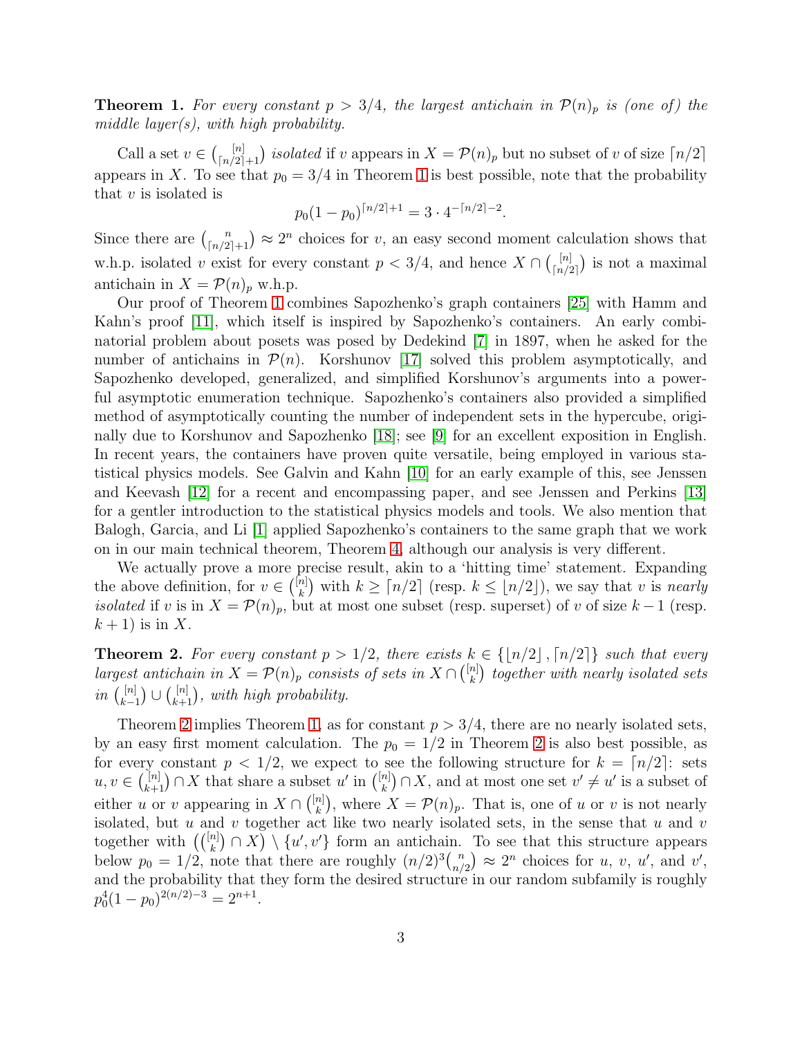**Theorem 1.** *For every constant $p > 3/4$, the largest antichain in $\mathcal{P}(n)_p$ is (one of) the middle layer(s), with high probability.*

Call a set $v \in \binom{[n]}{\lceil n/2 \rceil + 1}$ *isolated* if $v$ appears in $X = \mathcal{P}(n)_p$ but no subset of $v$ of size $\lceil n/2 \rceil$ appears in $X$. To see that $p_0 = 3/4$ in Theorem 1 is best possible, note that the probability that $v$ is isolated is

$$p_0(1-p_0)^{\lceil n/2 \rceil + 1} = 3 \cdot 4^{-\lceil n/2 \rceil - 2}.$$

Since there are $\binom{n}{\lceil n/2 \rceil + 1} \approx 2^n$ choices for $v$, an easy second moment calculation shows that w.h.p. isolated $v$ exist for every constant $p < 3/4$, and hence $X \cap \binom{[n]}{\lceil n/2 \rceil}$ is not a maximal antichain in $X = \mathcal{P}(n)_p$ w.h.p.

Our proof of Theorem 1 combines Sapozhenko's graph containers [25] with Hamm and Kahn's proof [11], which itself is inspired by Sapozhenko's containers. An early combinatorial problem about posets was posed by Dedekind [7] in 1897, when he asked for the number of antichains in $\mathcal{P}(n)$. Korshunov [17] solved this problem asymptotically, and Sapozhenko developed, generalized, and simplified Korshunov's arguments into a powerful asymptotic enumeration technique. Sapozhenko's containers also provided a simplified method of asymptotically counting the number of independent sets in the hypercube, originally due to Korshunov and Sapozhenko [18]; see [9] for an excellent exposition in English. In recent years, the containers have proven quite versatile, being employed in various statistical physics models. See Galvin and Kahn [10] for an early example of this, see Jenssen and Keevash [12] for a recent and encompassing paper, and see Jenssen and Perkins [13] for a gentler introduction to the statistical physics models and tools. We also mention that Balogh, Garcia, and Li [1] applied Sapozhenko's containers to the same graph that we work on in our main technical theorem, Theorem 4, although our analysis is very different.

We actually prove a more precise result, akin to a 'hitting time' statement. Expanding the above definition, for $v \in \binom{[n]}{k}$ with $k \geq \lceil n/2 \rceil$ (resp. $k \leq \lfloor n/2 \rfloor$), we say that $v$ is *nearly isolated* if $v$ is in $X = \mathcal{P}(n)_p$, but at most one subset (resp. superset) of $v$ of size $k-1$ (resp. $k+1$) is in $X$.

**Theorem 2.** *For every constant $p > 1/2$, there exists $k \in \{\lfloor n/2 \rfloor, \lceil n/2 \rceil\}$ such that every largest antichain in $X = \mathcal{P}(n)_p$ consists of sets in $X \cap \binom{[n]}{k}$ together with nearly isolated sets in $\binom{[n]}{k-1} \cup \binom{[n]}{k+1}$, with high probability.*

Theorem 2 implies Theorem 1, as for constant $p > 3/4$, there are no nearly isolated sets, by an easy first moment calculation. The $p_0 = 1/2$ in Theorem 2 is also best possible, as for every constant $p < 1/2$, we expect to see the following structure for $k = \lceil n/2 \rceil$: sets $u, v \in \binom{[n]}{k+1} \cap X$ that share a subset $u'$ in $\binom{[n]}{k} \cap X$, and at most one set $v' \neq u'$ is a subset of either $u$ or $v$ appearing in $X \cap \binom{[n]}{k}$, where $X = \mathcal{P}(n)_p$. That is, one of $u$ or $v$ is not nearly isolated, but $u$ and $v$ together act like two nearly isolated sets, in the sense that $u$ and $v$ together with $\left(\binom{[n]}{k} \cap X\right) \setminus \{u', v'\}$ form an antichain. To see that this structure appears below $p_0 = 1/2$, note that there are roughly $(n/2)^3 \binom{n}{n/2} \approx 2^n$ choices for $u$, $v$, $u'$, and $v'$, and the probability that they form the desired structure in our random subfamily is roughly $p_0^4(1-p_0)^{2(n/2)-3} = 2^{n+1}$.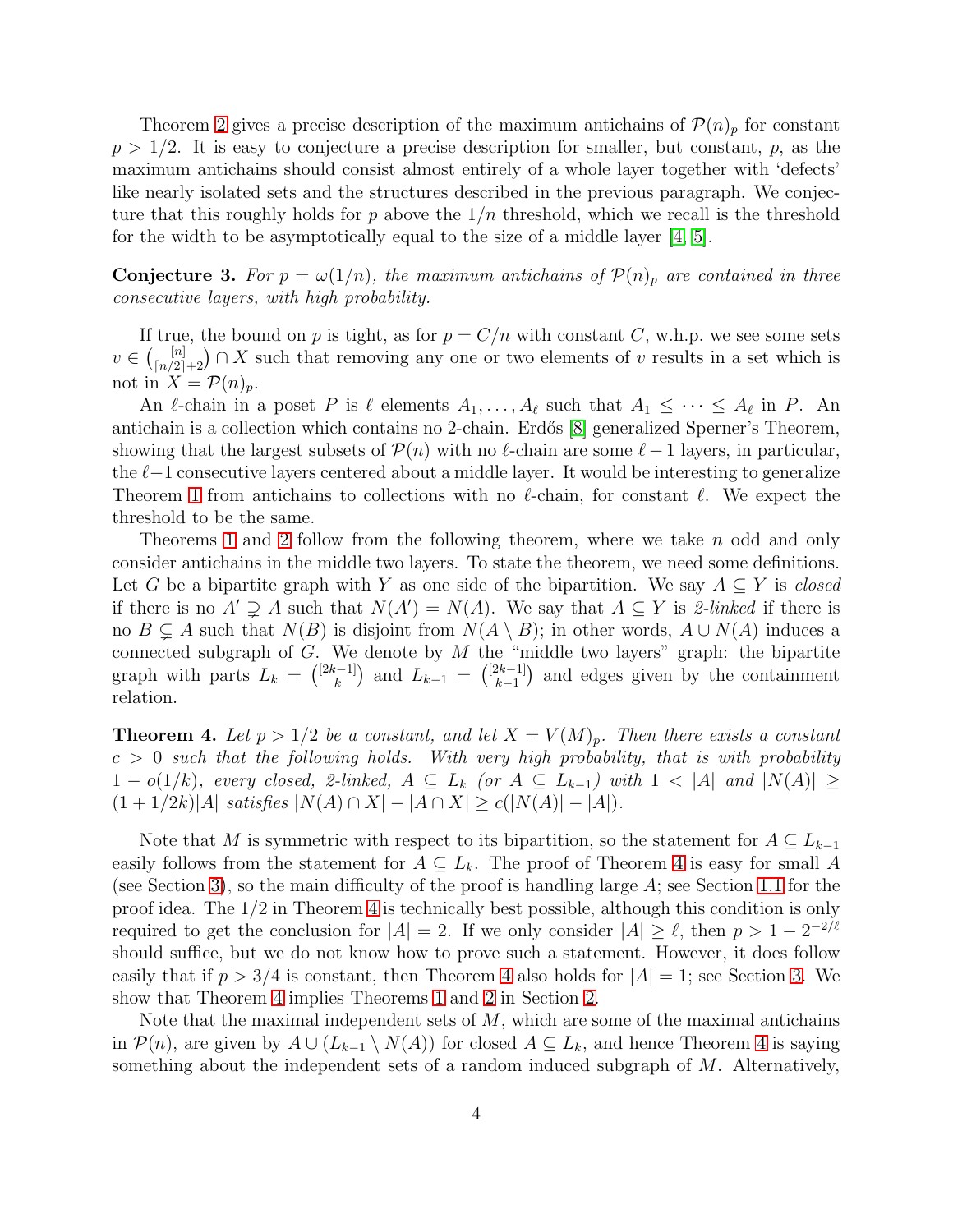Theorem 2 gives a precise description of the maximum antichains of $\mathcal{P}(n)_p$ for constant $p > 1/2$. It is easy to conjecture a precise description for smaller, but constant, $p$, as the maximum antichains should consist almost entirely of a whole layer together with 'defects' like nearly isolated sets and the structures described in the previous paragraph. We conjecture that this roughly holds for $p$ above the $1/n$ threshold, which we recall is the threshold for the width to be asymptotically equal to the size of a middle layer [4, 5].

**Conjecture 3.** *For $p = \omega(1/n)$, the maximum antichains of $\mathcal{P}(n)_p$ are contained in three consecutive layers, with high probability.*

If true, the bound on $p$ is tight, as for $p = C/n$ with constant $C$, w.h.p. we see some sets $v \in \binom{[n]}{\lceil n/2 \rceil + 2} \cap X$ such that removing any one or two elements of $v$ results in a set which is not in $X = \mathcal{P}(n)_p$.

An $\ell$-chain in a poset $P$ is $\ell$ elements $A_1, \ldots, A_\ell$ such that $A_1 \leq \cdots \leq A_\ell$ in $P$. An antichain is a collection which contains no 2-chain. Erdős [8] generalized Sperner's Theorem, showing that the largest subsets of $\mathcal{P}(n)$ with no $\ell$-chain are some $\ell - 1$ layers, in particular, the $\ell - 1$ consecutive layers centered about a middle layer. It would be interesting to generalize Theorem 1 from antichains to collections with no $\ell$-chain, for constant $\ell$. We expect the threshold to be the same.

Theorems 1 and 2 follow from the following theorem, where we take $n$ odd and only consider antichains in the middle two layers. To state the theorem, we need some definitions. Let $G$ be a bipartite graph with $Y$ as one side of the bipartition. We say $A \subseteq Y$ is *closed* if there is no $A' \supsetneq A$ such that $N(A') = N(A)$. We say that $A \subseteq Y$ is *2-linked* if there is no $B \subsetneq A$ such that $N(B)$ is disjoint from $N(A \setminus B)$; in other words, $A \cup N(A)$ induces a connected subgraph of $G$. We denote by $M$ the "middle two layers" graph: the bipartite graph with parts $L_k = \binom{[2k-1]}{k}$ and $L_{k-1} = \binom{[2k-1]}{k-1}$ and edges given by the containment relation.

**Theorem 4.** *Let $p > 1/2$ be a constant, and let $X = V(M)_p$. Then there exists a constant $c > 0$ such that the following holds. With very high probability, that is with probability $1 - o(1/k)$, every closed, 2-linked, $A \subseteq L_k$ (or $A \subseteq L_{k-1}$) with $1 < |A|$ and $|N(A)| \geq (1 + 1/2k)|A|$ satisfies $|N(A) \cap X| - |A \cap X| \geq c(|N(A)| - |A|)$.*

Note that $M$ is symmetric with respect to its bipartition, so the statement for $A \subseteq L_{k-1}$ easily follows from the statement for $A \subseteq L_k$. The proof of Theorem 4 is easy for small $A$ (see Section 3), so the main difficulty of the proof is handling large $A$; see Section 1.1 for the proof idea. The $1/2$ in Theorem 4 is technically best possible, although this condition is only required to get the conclusion for $|A| = 2$. If we only consider $|A| \geq \ell$, then $p > 1 - 2^{-2/\ell}$ should suffice, but we do not know how to prove such a statement. However, it does follow easily that if $p > 3/4$ is constant, then Theorem 4 also holds for $|A| = 1$; see Section 3. We show that Theorem 4 implies Theorems 1 and 2 in Section 2.

Note that the maximal independent sets of $M$, which are some of the maximal antichains in $\mathcal{P}(n)$, are given by $A \cup (L_{k-1} \setminus N(A))$ for closed $A \subseteq L_k$, and hence Theorem 4 is saying something about the independent sets of a random induced subgraph of $M$. Alternatively,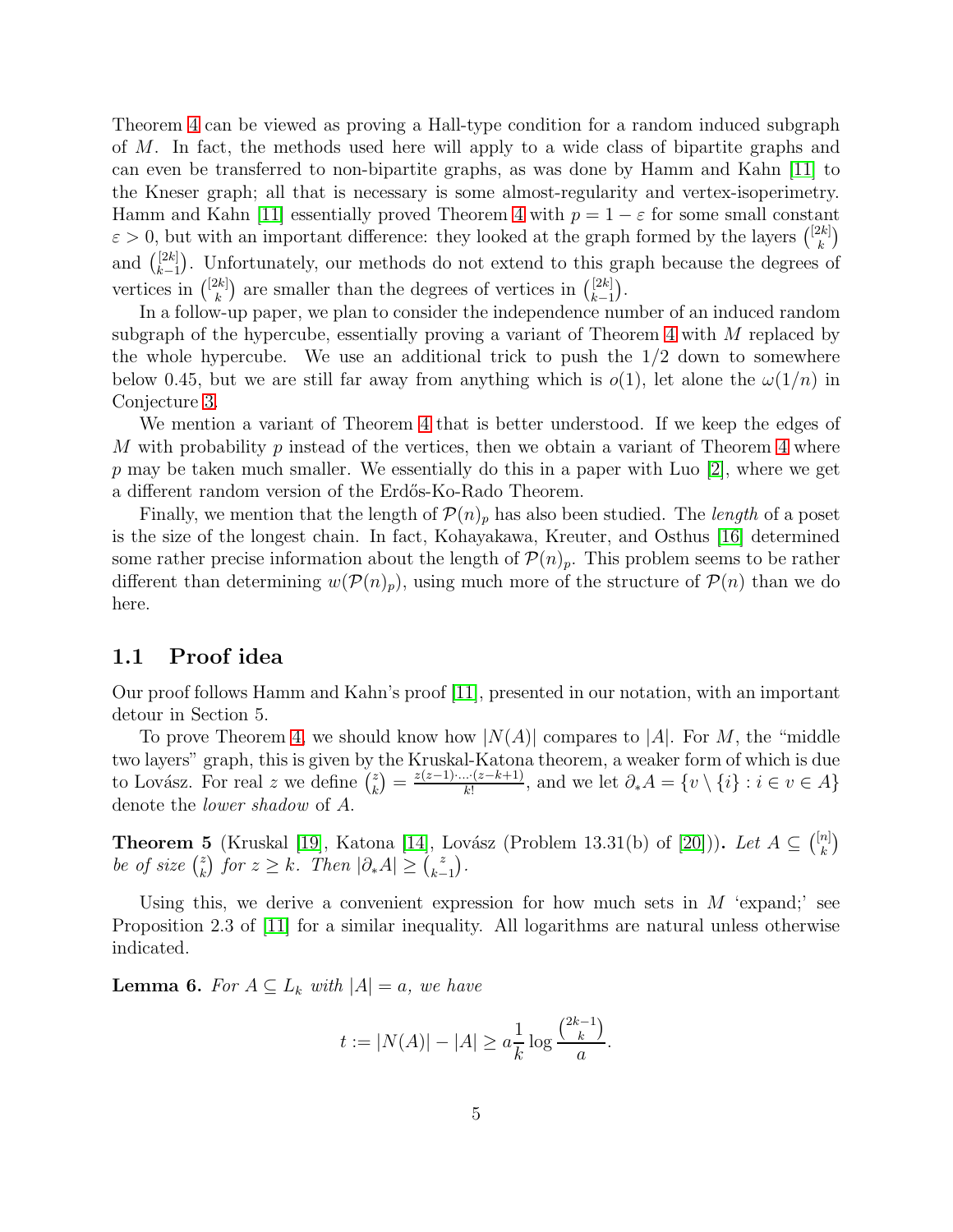Theorem 4 can be viewed as proving a Hall-type condition for a random induced subgraph of $M$. In fact, the methods used here will apply to a wide class of bipartite graphs and can even be transferred to non-bipartite graphs, as was done by Hamm and Kahn [11] to the Kneser graph; all that is necessary is some almost-regularity and vertex-isoperimetry. Hamm and Kahn [11] essentially proved Theorem 4 with $p = 1 - \varepsilon$ for some small constant $\varepsilon > 0$, but with an important difference: they looked at the graph formed by the layers $\binom{[2k]}{k}$ and $\binom{[2k]}{k-1}$. Unfortunately, our methods do not extend to this graph because the degrees of vertices in $\binom{[2k]}{k}$ are smaller than the degrees of vertices in $\binom{[2k]}{k-1}$.

In a follow-up paper, we plan to consider the independence number of an induced random subgraph of the hypercube, essentially proving a variant of Theorem 4 with $M$ replaced by the whole hypercube. We use an additional trick to push the 1/2 down to somewhere below 0.45, but we are still far away from anything which is $o(1)$, let alone the $\omega(1/n)$ in Conjecture 3.

We mention a variant of Theorem 4 that is better understood. If we keep the edges of $M$ with probability $p$ instead of the vertices, then we obtain a variant of Theorem 4 where $p$ may be taken much smaller. We essentially do this in a paper with Luo [2], where we get a different random version of the Erdős-Ko-Rado Theorem.

Finally, we mention that the length of $\mathcal{P}(n)_p$ has also been studied. The *length* of a poset is the size of the longest chain. In fact, Kohayakawa, Kreuter, and Osthus [16] determined some rather precise information about the length of $\mathcal{P}(n)_p$. This problem seems to be rather different than determining $w(\mathcal{P}(n)_p)$, using much more of the structure of $\mathcal{P}(n)$ than we do here.

## 1.1 Proof idea

Our proof follows Hamm and Kahn's proof [11], presented in our notation, with an important detour in Section 5.

To prove Theorem 4, we should know how $|N(A)|$ compares to $|A|$. For $M$, the "middle two layers" graph, this is given by the Kruskal-Katona theorem, a weaker form of which is due to Lovász. For real $z$ we define $\binom{z}{k} = \frac{z(z-1)\cdot\ldots\cdot(z-k+1)}{k!}$, and we let $\partial_* A = \{v \setminus \{i\} : i \in v \in A\}$ denote the *lower shadow* of $A$.

**Theorem 5** (Kruskal [19], Katona [14], Lovász (Problem 13.31(b) of [20]))**.** *Let $A \subseteq \binom{[n]}{k}$ be of size $\binom{z}{k}$ for $z \geq k$. Then $|\partial_* A| \geq \binom{z}{k-1}$.*

Using this, we derive a convenient expression for how much sets in $M$ 'expand;' see Proposition 2.3 of [11] for a similar inequality. All logarithms are natural unless otherwise indicated.

**Lemma 6.** *For $A \subseteq L_k$ with $|A| = a$, we have*

$$t := |N(A)| - |A| \geq a \frac{1}{k} \log \frac{\binom{2k-1}{k}}{a}.$$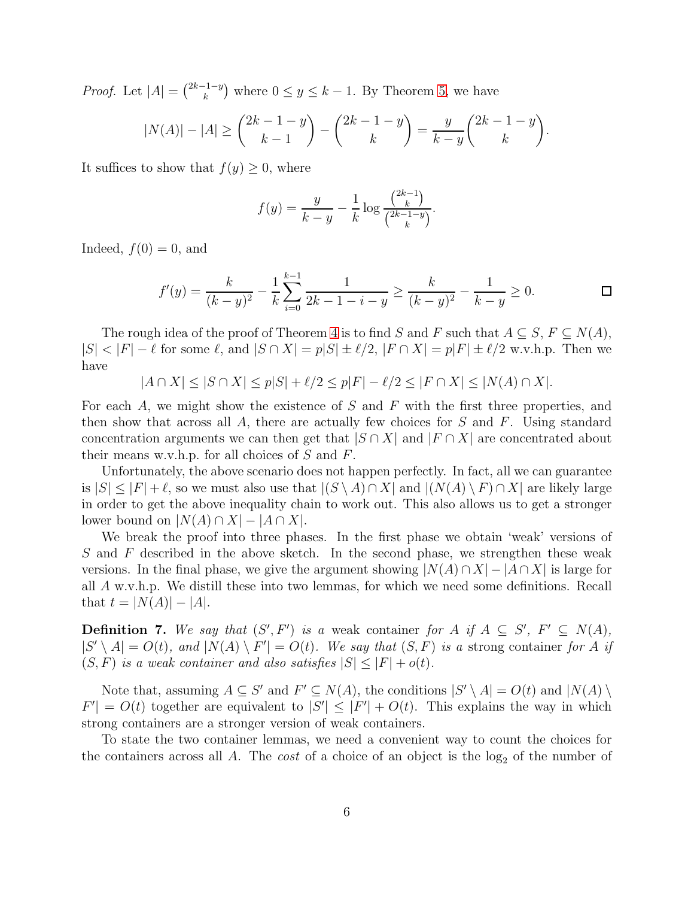*Proof.* Let $|A| = \binom{2k-1-y}{k}$ where $0 \le y \le k-1$. By Theorem 5, we have

$$|N(A)| - |A| \ge \binom{2k-1-y}{k-1} - \binom{2k-1-y}{k} = \frac{y}{k-y}\binom{2k-1-y}{k}.$$

It suffices to show that $f(y) \ge 0$, where

$$f(y) = \frac{y}{k-y} - \frac{1}{k}\log\frac{\binom{2k-1}{k}}{\binom{2k-1-y}{k}}.$$

Indeed, $f(0) = 0$, and

$$f'(y) = \frac{k}{(k-y)^2} - \frac{1}{k}\sum_{i=0}^{k-1}\frac{1}{2k-1-i-y} \ge \frac{k}{(k-y)^2} - \frac{1}{k-y} \ge 0. \qquad \square$$

The rough idea of the proof of Theorem 4 is to find $S$ and $F$ such that $A \subseteq S$, $F \subseteq N(A)$, $|S| < |F| - \ell$ for some $\ell$, and $|S \cap X| = p|S| \pm \ell/2$, $|F \cap X| = p|F| \pm \ell/2$ w.v.h.p. Then we have

$$|A \cap X| \le |S \cap X| \le p|S| + \ell/2 \le p|F| - \ell/2 \le |F \cap X| \le |N(A) \cap X|.$$

For each $A$, we might show the existence of $S$ and $F$ with the first three properties, and then show that across all $A$, there are actually few choices for $S$ and $F$. Using standard concentration arguments we can then get that $|S \cap X|$ and $|F \cap X|$ are concentrated about their means w.v.h.p. for all choices of $S$ and $F$.

Unfortunately, the above scenario does not happen perfectly. In fact, all we can guarantee is $|S| \le |F| + \ell$, so we must also use that $|(S \setminus A) \cap X|$ and $|(N(A) \setminus F) \cap X|$ are likely large in order to get the above inequality chain to work out. This also allows us to get a stronger lower bound on $|N(A) \cap X| - |A \cap X|$.

We break the proof into three phases. In the first phase we obtain 'weak' versions of $S$ and $F$ described in the above sketch. In the second phase, we strengthen these weak versions. In the final phase, we give the argument showing $|N(A) \cap X| - |A \cap X|$ is large for all $A$ w.v.h.p. We distill these into two lemmas, for which we need some definitions. Recall that $t = |N(A)| - |A|$.

**Definition 7.** *We say that $(S', F')$ is a* weak container *for $A$ if $A \subseteq S'$, $F' \subseteq N(A)$, $|S' \setminus A| = O(t)$, and $|N(A) \setminus F'| = O(t)$. We say that $(S, F)$ is a* strong container *for $A$ if $(S, F)$ is a weak container and also satisfies $|S| \le |F| + o(t)$.*

Note that, assuming $A \subseteq S'$ and $F' \subseteq N(A)$, the conditions $|S' \setminus A| = O(t)$ and $|N(A) \setminus F'| = O(t)$ together are equivalent to $|S'| \le |F'| + O(t)$. This explains the way in which strong containers are a stronger version of weak containers.

To state the two container lemmas, we need a convenient way to count the choices for the containers across all $A$. The *cost* of a choice of an object is the $\log_2$ of the number of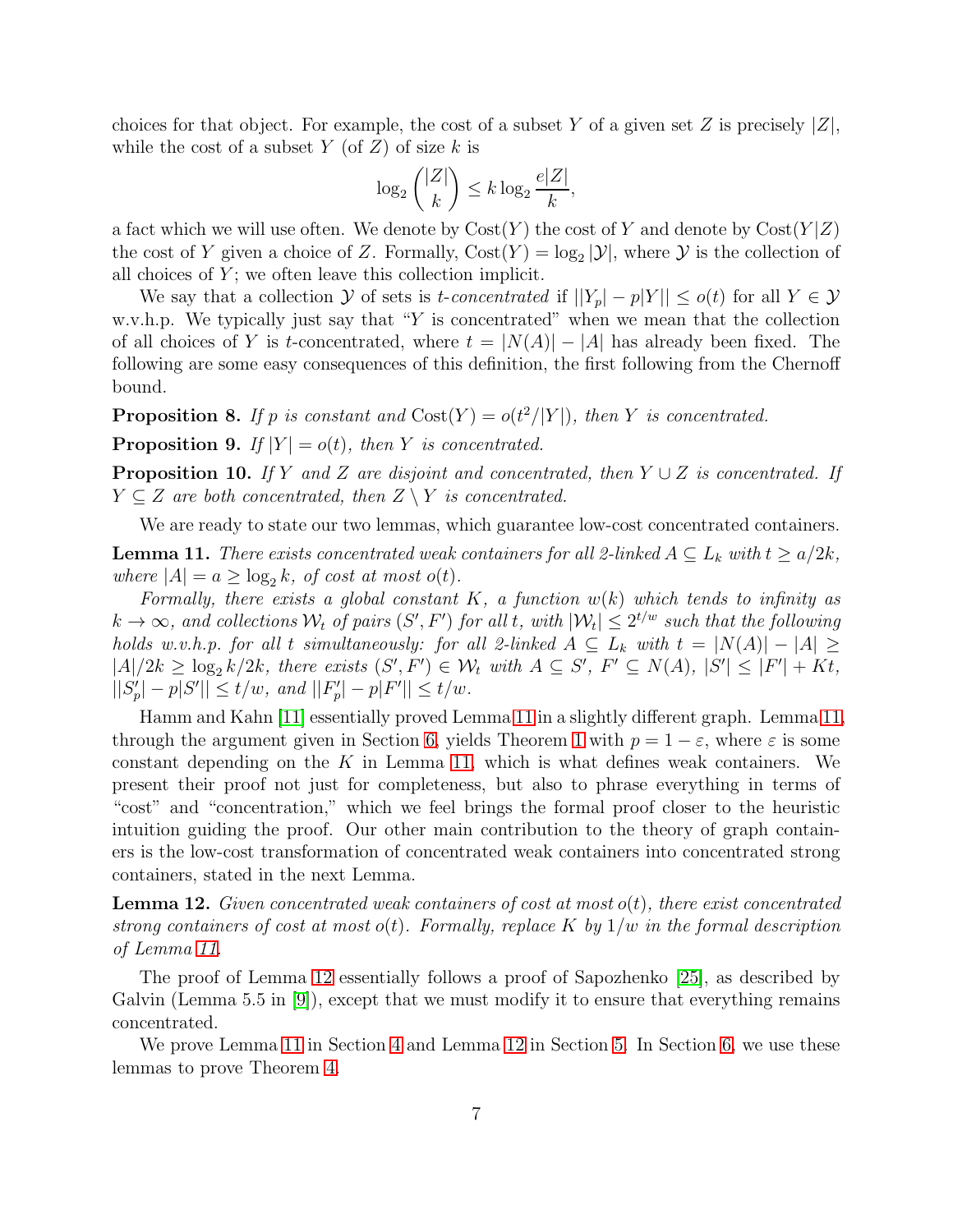choices for that object. For example, the cost of a subset $Y$ of a given set $Z$ is precisely $|Z|$, while the cost of a subset $Y$ (of $Z$) of size $k$ is

$$\log_2 \binom{|Z|}{k} \le k \log_2 \frac{e|Z|}{k},$$

a fact which we will use often. We denote by $\mathrm{Cost}(Y)$ the cost of $Y$ and denote by $\mathrm{Cost}(Y|Z)$ the cost of $Y$ given a choice of $Z$. Formally, $\mathrm{Cost}(Y) = \log_2 |\mathcal{Y}|$, where $\mathcal{Y}$ is the collection of all choices of $Y$; we often leave this collection implicit.

We say that a collection $\mathcal{Y}$ of sets is *$t$-concentrated* if $||Y_p| - p|Y|| \le o(t)$ for all $Y \in \mathcal{Y}$ w.v.h.p. We typically just say that "$Y$ is concentrated" when we mean that the collection of all choices of $Y$ is $t$-concentrated, where $t = |N(A)| - |A|$ has already been fixed. The following are some easy consequences of this definition, the first following from the Chernoff bound.

**Proposition 8.** *If $p$ is constant and $\mathrm{Cost}(Y) = o(t^2/|Y|)$, then $Y$ is concentrated.*

**Proposition 9.** *If $|Y| = o(t)$, then $Y$ is concentrated.*

**Proposition 10.** *If $Y$ and $Z$ are disjoint and concentrated, then $Y \cup Z$ is concentrated. If $Y \subseteq Z$ are both concentrated, then $Z \setminus Y$ is concentrated.*

We are ready to state our two lemmas, which guarantee low-cost concentrated containers.

**Lemma 11.** *There exists concentrated weak containers for all 2-linked $A \subseteq L_k$ with $t \ge a/2k$, where $|A| = a \ge \log_2 k$, of cost at most $o(t)$.*

*Formally, there exists a global constant $K$, a function $w(k)$ which tends to infinity as $k \to \infty$, and collections $\mathcal{W}_t$ of pairs $(S', F')$ for all $t$, with $|\mathcal{W}_t| \le 2^{t/w}$ such that the following holds w.v.h.p. for all $t$ simultaneously: for all 2-linked $A \subseteq L_k$ with $t = |N(A)| - |A| \ge |A|/2k \ge \log_2 k/2k$, there exists $(S', F') \in \mathcal{W}_t$ with $A \subseteq S'$, $F' \subseteq N(A)$, $|S'| \le |F'| + Kt$, $||S'_p| - p|S'|| \le t/w$, and $||F'_p| - p|F'|| \le t/w$.*

Hamm and Kahn [11] essentially proved Lemma 11 in a slightly different graph. Lemma 11, through the argument given in Section 6, yields Theorem 1 with $p = 1 - \varepsilon$, where $\varepsilon$ is some constant depending on the $K$ in Lemma 11, which is what defines weak containers. We present their proof not just for completeness, but also to phrase everything in terms of "cost" and "concentration," which we feel brings the formal proof closer to the heuristic intuition guiding the proof. Our other main contribution to the theory of graph containers is the low-cost transformation of concentrated weak containers into concentrated strong containers, stated in the next Lemma.

**Lemma 12.** *Given concentrated weak containers of cost at most $o(t)$, there exist concentrated strong containers of cost at most $o(t)$. Formally, replace $K$ by $1/w$ in the formal description of Lemma 11.*

The proof of Lemma 12 essentially follows a proof of Sapozhenko [25], as described by Galvin (Lemma 5.5 in [9]), except that we must modify it to ensure that everything remains concentrated.

We prove Lemma 11 in Section 4 and Lemma 12 in Section 5. In Section 6, we use these lemmas to prove Theorem 4.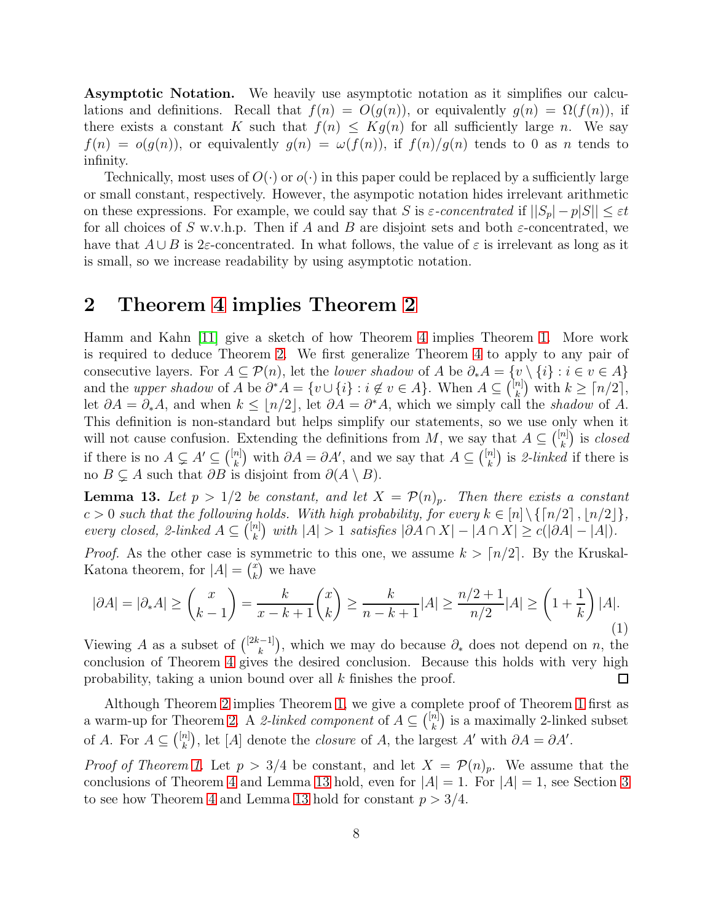**Asymptotic Notation.** We heavily use asymptotic notation as it simplifies our calculations and definitions. Recall that $f(n) = O(g(n))$, or equivalently $g(n) = \Omega(f(n))$, if there exists a constant $K$ such that $f(n) \le Kg(n)$ for all sufficiently large $n$. We say $f(n) = o(g(n))$, or equivalently $g(n) = \omega(f(n))$, if $f(n)/g(n)$ tends to 0 as $n$ tends to infinity.

Technically, most uses of $O(\cdot)$ or $o(\cdot)$ in this paper could be replaced by a sufficiently large or small constant, respectively. However, the asympotic notation hides irrelevant arithmetic on these expressions. For example, we could say that $S$ is *$\varepsilon$-concentrated* if $||S_p| - p|S|| \le \varepsilon t$ for all choices of $S$ w.v.h.p. Then if $A$ and $B$ are disjoint sets and both $\varepsilon$-concentrated, we have that $A \cup B$ is $2\varepsilon$-concentrated. In what follows, the value of $\varepsilon$ is irrelevant as long as it is small, so we increase readability by using asymptotic notation.

## 2 Theorem 4 implies Theorem 2

Hamm and Kahn [11] give a sketch of how Theorem 4 implies Theorem 1. More work is required to deduce Theorem 2. We first generalize Theorem 4 to apply to any pair of consecutive layers. For $A \subseteq \mathcal{P}(n)$, let the *lower shadow* of $A$ be $\partial_* A = \{v \setminus \{i\} : i \in v \in A\}$ and the *upper shadow* of $A$ be $\partial^* A = \{v \cup \{i\} : i \notin v \in A\}$. When $A \subseteq \binom{[n]}{k}$ with $k \ge \lceil n/2 \rceil$, let $\partial A = \partial_* A$, and when $k \le \lfloor n/2 \rfloor$, let $\partial A = \partial^* A$, which we simply call the *shadow* of $A$. This definition is non-standard but helps simplify our statements, so we use only when it will not cause confusion. Extending the definitions from $M$, we say that $A \subseteq \binom{[n]}{k}$ is *closed* if there is no $A \subsetneq A' \subseteq \binom{[n]}{k}$ with $\partial A = \partial A'$, and we say that $A \subseteq \binom{[n]}{k}$ is *2-linked* if there is no $B \subsetneq A$ such that $\partial B$ is disjoint from $\partial(A \setminus B)$.

**Lemma 13.** *Let $p > 1/2$ be constant, and let $X = \mathcal{P}(n)_p$. Then there exists a constant $c > 0$ such that the following holds. With high probability, for every $k \in [n] \setminus \{\lceil n/2 \rceil, \lfloor n/2 \rfloor\}$, every closed, 2-linked $A \subseteq \binom{[n]}{k}$ with $|A| > 1$ satisfies $|\partial A \cap X| - |A \cap X| \ge c(|\partial A| - |A|)$.*

*Proof.* As the other case is symmetric to this one, we assume $k > \lceil n/2 \rceil$. By the Kruskal-Katona theorem, for $|A| = \binom{x}{k}$ we have

$$|\partial A| = |\partial_* A| \ge \binom{x}{k-1} = \frac{k}{x-k+1}\binom{x}{k} \ge \frac{k}{n-k+1}|A| \ge \frac{n/2+1}{n/2}|A| \ge \left(1 + \frac{1}{k}\right)|A|. \tag{1}$$

Viewing $A$ as a subset of $\binom{[2k-1]}{k}$, which we may do because $\partial_*$ does not depend on $n$, the conclusion of Theorem 4 gives the desired conclusion. Because this holds with very high probability, taking a union bound over all $k$ finishes the proof. $\square$

Although Theorem 2 implies Theorem 1, we give a complete proof of Theorem 1 first as a warm-up for Theorem 2. A *2-linked component* of $A \subseteq \binom{[n]}{k}$ is a maximally 2-linked subset of $A$. For $A \subseteq \binom{[n]}{k}$, let $[A]$ denote the *closure* of $A$, the largest $A'$ with $\partial A = \partial A'$.

*Proof of Theorem 1.* Let $p > 3/4$ be constant, and let $X = \mathcal{P}(n)_p$. We assume that the conclusions of Theorem 4 and Lemma 13 hold, even for $|A| = 1$. For $|A| = 1$, see Section 3 to see how Theorem 4 and Lemma 13 hold for constant $p > 3/4$.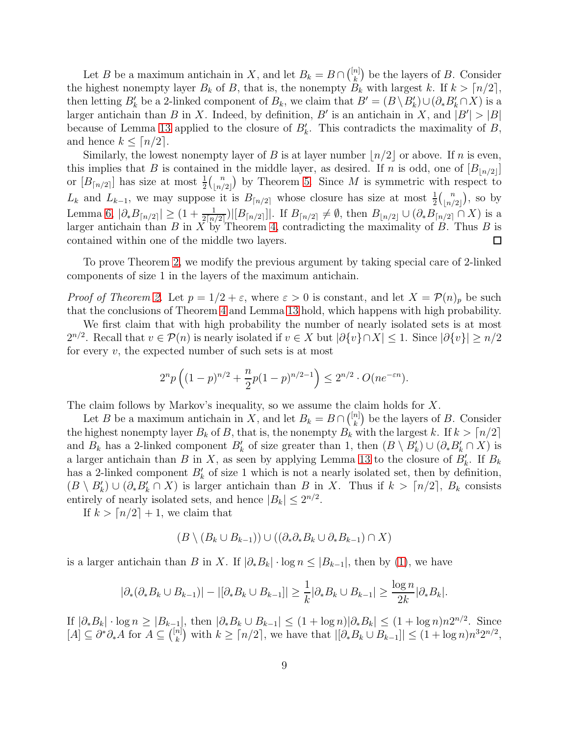Let $B$ be a maximum antichain in $X$, and let $B_k = B \cap \binom{[n]}{k}$ be the layers of $B$. Consider the highest nonempty layer $B_k$ of $B$, that is, the nonempty $B_k$ with largest $k$. If $k > \lceil n/2 \rceil$, then letting $B'_k$ be a 2-linked component of $B_k$, we claim that $B' = (B \setminus B'_k) \cup (\partial_* B'_k \cap X)$ is a larger antichain than $B$ in $X$. Indeed, by definition, $B'$ is an antichain in $X$, and $|B'| > |B|$ because of Lemma 13 applied to the closure of $B'_k$. This contradicts the maximality of $B$, and hence $k \leq \lceil n/2 \rceil$.

Similarly, the lowest nonempty layer of $B$ is at layer number $\lfloor n/2 \rfloor$ or above. If $n$ is even, this implies that $B$ is contained in the middle layer, as desired. If $n$ is odd, one of $[B_{\lfloor n/2 \rfloor}]$ or $[B_{\lceil n/2 \rceil}]$ has size at most $\frac{1}{2}\binom{n}{\lfloor n/2 \rfloor}$ by Theorem 5. Since $M$ is symmetric with respect to $L_k$ and $L_{k-1}$, we may suppose it is $B_{\lceil n/2 \rceil}$ whose closure has size at most $\frac{1}{2}\binom{n}{\lfloor n/2 \rfloor}$, so by Lemma 6, $|\partial_* B_{\lceil n/2 \rceil}| \geq (1 + \frac{1}{2\lceil n/2 \rceil})|[B_{\lceil n/2 \rceil}]|$. If $B_{\lceil n/2 \rceil} \neq \emptyset$, then $B_{\lfloor n/2 \rfloor} \cup (\partial_* B_{\lceil n/2 \rceil} \cap X)$ is a larger antichain than $B$ in $X$ by Theorem 4, contradicting the maximality of $B$. Thus $B$ is contained within one of the middle two layers. $\square$

To prove Theorem 2, we modify the previous argument by taking special care of 2-linked components of size 1 in the layers of the maximum antichain.

*Proof of Theorem 2.* Let $p = 1/2 + \varepsilon$, where $\varepsilon > 0$ is constant, and let $X = \mathcal{P}(n)_p$ be such that the conclusions of Theorem 4 and Lemma 13 hold, which happens with high probability.

We first claim that with high probability the number of nearly isolated sets is at most $2^{n/2}$. Recall that $v \in \mathcal{P}(n)$ is nearly isolated if $v \in X$ but $|\partial\{v\} \cap X| \leq 1$. Since $|\partial\{v\}| \geq n/2$ for every $v$, the expected number of such sets is at most

$$2^n p \left( (1-p)^{n/2} + \frac{n}{2} p (1-p)^{n/2-1} \right) \leq 2^{n/2} \cdot O(ne^{-\varepsilon n}).$$

The claim follows by Markov's inequality, so we assume the claim holds for $X$.

Let $B$ be a maximum antichain in $X$, and let $B_k = B \cap \binom{[n]}{k}$ be the layers of $B$. Consider the highest nonempty layer $B_k$ of $B$, that is, the nonempty $B_k$ with the largest $k$. If $k > \lceil n/2 \rceil$ and $B_k$ has a 2-linked component $B'_k$ of size greater than 1, then $(B \setminus B'_k) \cup (\partial_* B'_k \cap X)$ is a larger antichain than $B$ in $X$, as seen by applying Lemma 13 to the closure of $B'_k$. If $B_k$ has a 2-linked component $B'_k$ of size 1 which is not a nearly isolated set, then by definition, $(B \setminus B'_k) \cup (\partial_* B'_k \cap X)$ is larger antichain than $B$ in $X$. Thus if $k > \lceil n/2 \rceil$, $B_k$ consists entirely of nearly isolated sets, and hence $|B_k| \leq 2^{n/2}$.

If $k > \lceil n/2 \rceil + 1$, we claim that

$$(B \setminus (B_k \cup B_{k-1})) \cup ((\partial_* \partial_* B_k \cup \partial_* B_{k-1}) \cap X)$$

is a larger antichain than $B$ in $X$. If $|\partial_* B_k| \cdot \log n \leq |B_{k-1}|$, then by (1), we have

$$|\partial_*(\partial_* B_k \cup B_{k-1})| - |[\partial_* B_k \cup B_{k-1}]| \geq \frac{1}{k} |\partial_* B_k \cup B_{k-1}| \geq \frac{\log n}{2k} |\partial_* B_k|.$$

If $|\partial_* B_k| \cdot \log n \geq |B_{k-1}|$, then $|\partial_* B_k \cup B_{k-1}| \leq (1 + \log n)|\partial_* B_k| \leq (1 + \log n) n 2^{n/2}$. Since $[A] \subseteq \partial^* \partial_* A$ for $A \subseteq \binom{[n]}{k}$ with $k \geq \lceil n/2 \rceil$, we have that $|[\partial_* B_k \cup B_{k-1}]| \leq (1 + \log n) n^3 2^{n/2}$,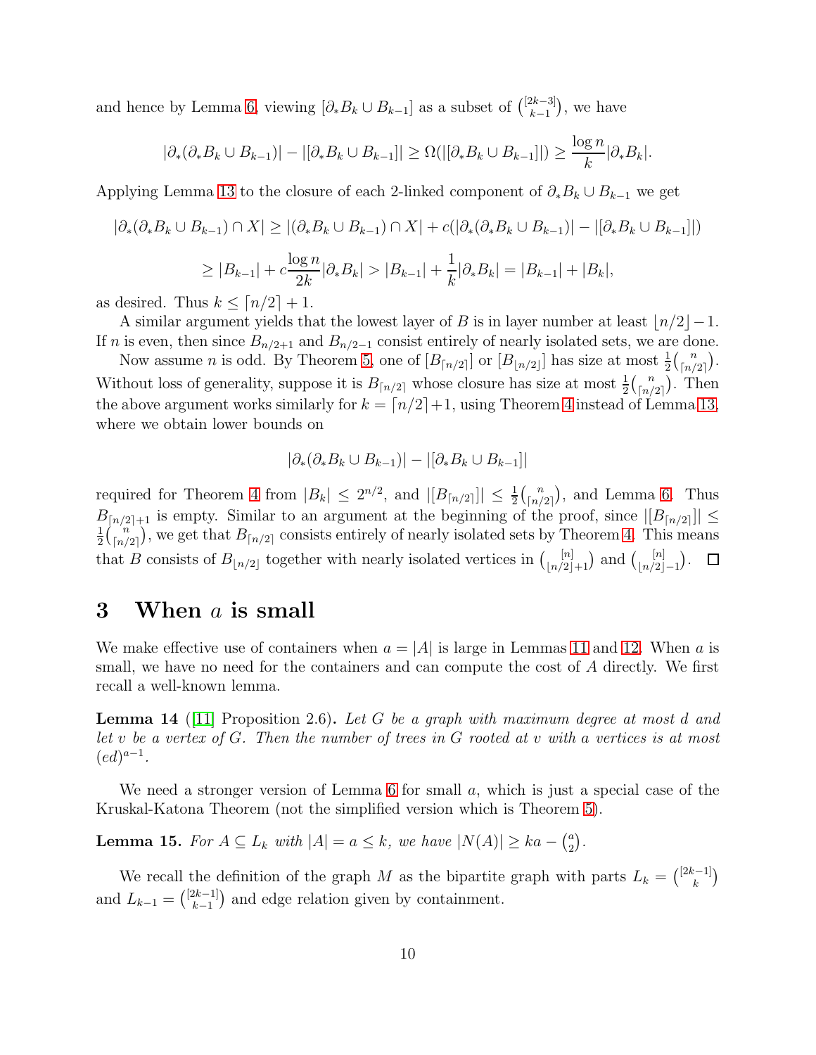and hence by Lemma 6, viewing $[\partial_* B_k \cup B_{k-1}]$ as a subset of $\binom{[2k-3]}{k-1}$, we have

$$|\partial_*(\partial_* B_k \cup B_{k-1})| - |[\partial_* B_k \cup B_{k-1}]| \geq \Omega(|[\partial_* B_k \cup B_{k-1}]|) \geq \frac{\log n}{k}|\partial_* B_k|.$$

Applying Lemma 13 to the closure of each 2-linked component of $\partial_* B_k \cup B_{k-1}$ we get

$$|\partial_*(\partial_* B_k \cup B_{k-1}) \cap X| \geq |(\partial_* B_k \cup B_{k-1}) \cap X| + c(|\partial_*(\partial_* B_k \cup B_{k-1})| - |[\partial_* B_k \cup B_{k-1}]|)$$

$$\geq |B_{k-1}| + c\frac{\log n}{2k}|\partial_* B_k| > |B_{k-1}| + \frac{1}{k}|\partial_* B_k| = |B_{k-1}| + |B_k|,$$

as desired. Thus $k \leq \lceil n/2 \rceil + 1$.

A similar argument yields that the lowest layer of $B$ is in layer number at least $\lfloor n/2 \rfloor - 1$. If $n$ is even, then since $B_{n/2+1}$ and $B_{n/2-1}$ consist entirely of nearly isolated sets, we are done.

Now assume $n$ is odd. By Theorem 5, one of $[B_{\lceil n/2 \rceil}]$ or $[B_{\lfloor n/2 \rfloor}]$ has size at most $\frac{1}{2}\binom{n}{\lceil n/2 \rceil}$. Without loss of generality, suppose it is $B_{\lceil n/2 \rceil}$ whose closure has size at most $\frac{1}{2}\binom{n}{\lceil n/2 \rceil}$. Then the above argument works similarly for $k = \lceil n/2 \rceil + 1$, using Theorem 4 instead of Lemma 13, where we obtain lower bounds on

$$|\partial_*(\partial_* B_k \cup B_{k-1})| - |[\partial_* B_k \cup B_{k-1}]|$$

required for Theorem 4 from $|B_k| \leq 2^{n/2}$, and $|[B_{\lceil n/2 \rceil}]| \leq \frac{1}{2}\binom{n}{\lceil n/2 \rceil}$, and Lemma 6. Thus $B_{\lceil n/2 \rceil + 1}$ is empty. Similar to an argument at the beginning of the proof, since $|[B_{\lceil n/2 \rceil}]| \leq \frac{1}{2}\binom{n}{\lceil n/2 \rceil}$, we get that $B_{\lceil n/2 \rceil}$ consists entirely of nearly isolated sets by Theorem 4. This means that $B$ consists of $B_{\lfloor n/2 \rfloor}$ together with nearly isolated vertices in $\binom{[n]}{\lfloor n/2 \rfloor + 1}$ and $\binom{[n]}{\lfloor n/2 \rfloor - 1}$. □

# 3 When $a$ is small

We make effective use of containers when $a = |A|$ is large in Lemmas 11 and 12. When $a$ is small, we have no need for the containers and can compute the cost of $A$ directly. We first recall a well-known lemma.

**Lemma 14** ([11] Proposition 2.6)**.** *Let $G$ be a graph with maximum degree at most $d$ and let $v$ be a vertex of $G$. Then the number of trees in $G$ rooted at $v$ with $a$ vertices is at most $(ed)^{a-1}$.*

We need a stronger version of Lemma 6 for small $a$, which is just a special case of the Kruskal-Katona Theorem (not the simplified version which is Theorem 5).

**Lemma 15.** *For $A \subseteq L_k$ with $|A| = a \leq k$, we have $|N(A)| \geq ka - \binom{a}{2}$.*

We recall the definition of the graph $M$ as the bipartite graph with parts $L_k = \binom{[2k-1]}{k}$ and $L_{k-1} = \binom{[2k-1]}{k-1}$ and edge relation given by containment.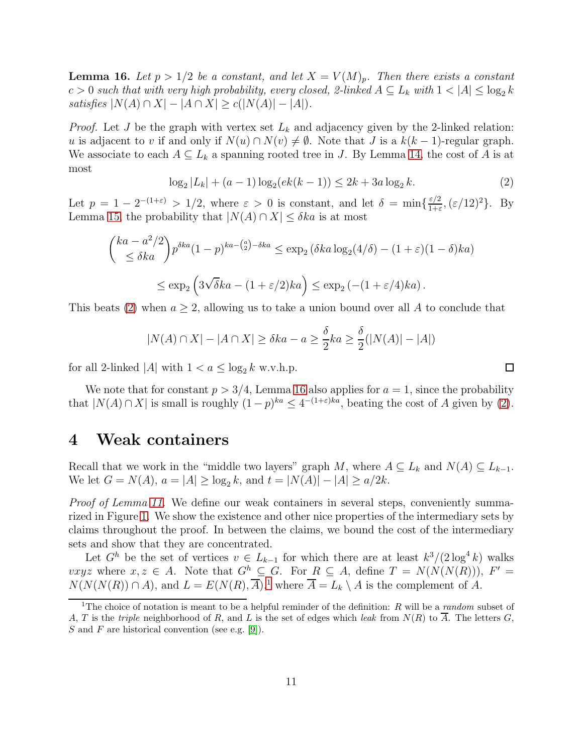**Lemma 16.** *Let $p > 1/2$ be a constant, and let $X = V(M)_p$. Then there exists a constant $c > 0$ such that with very high probability, every closed, 2-linked $A \subseteq L_k$ with $1 < |A| \le \log_2 k$ satisfies $|N(A) \cap X| - |A \cap X| \ge c(|N(A)| - |A|)$.*

*Proof.* Let $J$ be the graph with vertex set $L_k$ and adjacency given by the 2-linked relation: $u$ is adjacent to $v$ if and only if $N(u) \cap N(v) \ne \emptyset$. Note that $J$ is a $k(k-1)$-regular graph. We associate to each $A \subseteq L_k$ a spanning rooted tree in $J$. By Lemma 14, the cost of $A$ is at most

$$\log_2 |L_k| + (a-1)\log_2(ek(k-1)) \le 2k + 3a \log_2 k. \tag{2}$$

Let $p = 1 - 2^{-(1+\varepsilon)} > 1/2$, where $\varepsilon > 0$ is constant, and let $\delta = \min\{\frac{\varepsilon/2}{1+\varepsilon}, (\varepsilon/12)^2\}$. By Lemma 15, the probability that $|N(A) \cap X| \le \delta k a$ is at most

$$\binom{ka - a^2/2}{\le \delta k a} p^{\delta k a}(1-p)^{ka - \binom{a}{2} - \delta k a} \le \exp_2\left(\delta k a \log_2(4/\delta) - (1+\varepsilon)(1-\delta)ka\right)$$

$$\le \exp_2\left(3\sqrt{\delta} k a - (1+\varepsilon/2)ka\right) \le \exp_2\left(-(1+\varepsilon/4)ka\right).$$

This beats (2) when $a \ge 2$, allowing us to take a union bound over all $A$ to conclude that

$$|N(A) \cap X| - |A \cap X| \ge \delta k a - a \ge \frac{\delta}{2} k a \ge \frac{\delta}{2}(|N(A)| - |A|)$$

for all 2-linked $|A|$ with $1 < a \le \log_2 k$ w.v.h.p. $\square$

We note that for constant $p > 3/4$, Lemma 16 also applies for $a = 1$, since the probability that $|N(A) \cap X|$ is small is roughly $(1-p)^{ka} \le 4^{-(1+\varepsilon)ka}$, beating the cost of $A$ given by (2).

# 4 Weak containers

Recall that we work in the "middle two layers" graph $M$, where $A \subseteq L_k$ and $N(A) \subseteq L_{k-1}$. We let $G = N(A)$, $a = |A| \ge \log_2 k$, and $t = |N(A)| - |A| \ge a/2k$.

*Proof of Lemma 11.* We define our weak containers in several steps, conveniently summarized in Figure 1. We show the existence and other nice properties of the intermediary sets by claims throughout the proof. In between the claims, we bound the cost of the intermediary sets and show that they are concentrated.

Let $G^h$ be the set of vertices $v \in L_{k-1}$ for which there are at least $k^3/(2\log^4 k)$ walks $vxyz$ where $x, z \in A$. Note that $G^h \subseteq G$. For $R \subseteq A$, define $T = N(N(N(R)))$, $F' = N(N(N(R)) \cap A)$, and $L = E(N(R), \overline{A})$,[1] where $\overline{A} = L_k \setminus A$ is the complement of $A$.

[1] The choice of notation is meant to be a helpful reminder of the definition: $R$ will be a *random* subset of $A$, $T$ is the *triple* neighborhood of $R$, and $L$ is the set of edges which *leak* from $N(R)$ to $\overline{A}$. The letters $G$, $S$ and $F$ are historical convention (see e.g. [9]).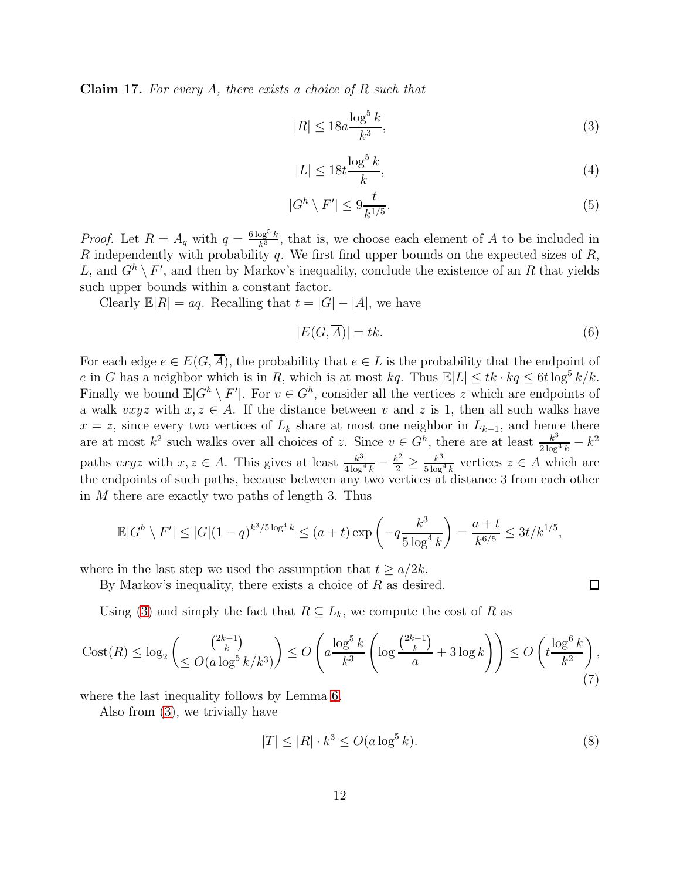**Claim 17.** *For every $A$, there exists a choice of $R$ such that*

$$|R| \le 18a\frac{\log^5 k}{k^3}, \tag{3}$$

$$|L| \le 18t\frac{\log^5 k}{k}, \tag{4}$$

$$|G^h \setminus F'| \le 9\frac{t}{k^{1/5}}. \tag{5}$$

*Proof.* Let $R = A_q$ with $q = \frac{6\log^5 k}{k^3}$, that is, we choose each element of $A$ to be included in $R$ independently with probability $q$. We first find upper bounds on the expected sizes of $R$, $L$, and $G^h \setminus F'$, and then by Markov's inequality, conclude the existence of an $R$ that yields such upper bounds within a constant factor.

Clearly $\mathbb{E}|R| = aq$. Recalling that $t = |G| - |A|$, we have

$$|E(G, \overline{A})| = tk. \tag{6}$$

For each edge $e \in E(G, \overline{A})$, the probability that $e \in L$ is the probability that the endpoint of $e$ in $G$ has a neighbor which is in $R$, which is at most $kq$. Thus $\mathbb{E}|L| \le tk \cdot kq \le 6t\log^5 k/k$. Finally we bound $\mathbb{E}|G^h \setminus F'|$. For $v \in G^h$, consider all the vertices $z$ which are endpoints of a walk $vxyz$ with $x, z \in A$. If the distance between $v$ and $z$ is 1, then all such walks have $x = z$, since every two vertices of $L_k$ share at most one neighbor in $L_{k-1}$, and hence there are at most $k^2$ such walks over all choices of $z$. Since $v \in G^h$, there are at least $\frac{k^3}{2\log^4 k} - k^2$ paths $vxyz$ with $x, z \in A$. This gives at least $\frac{k^3}{4\log^4 k} - \frac{k^2}{2} \ge \frac{k^3}{5\log^4 k}$ vertices $z \in A$ which are the endpoints of such paths, because between any two vertices at distance 3 from each other in $M$ there are exactly two paths of length 3. Thus

$$\mathbb{E}|G^h \setminus F'| \le |G|(1-q)^{k^3/5\log^4 k} \le (a+t)\exp\left(-q\frac{k^3}{5\log^4 k}\right) = \frac{a+t}{k^{6/5}} \le 3t/k^{1/5},$$

where in the last step we used the assumption that $t \ge a/2k$.

By Markov's inequality, there exists a choice of $R$ as desired. $\square$

Using (3) and simply the fact that $R \subseteq L_k$, we compute the cost of $R$ as

$$\mathrm{Cost}(R) \le \log_2 \binom{\binom{2k-1}{k}}{\le O(a\log^5 k/k^3)} \le O\left(a\frac{\log^5 k}{k^3}\left(\log\frac{\binom{2k-1}{k}}{a} + 3\log k\right)\right) \le O\left(t\frac{\log^6 k}{k^2}\right), \tag{7}$$

where the last inequality follows by Lemma 6.

Also from (3), we trivially have

$$|T| \le |R| \cdot k^3 \le O(a\log^5 k). \tag{8}$$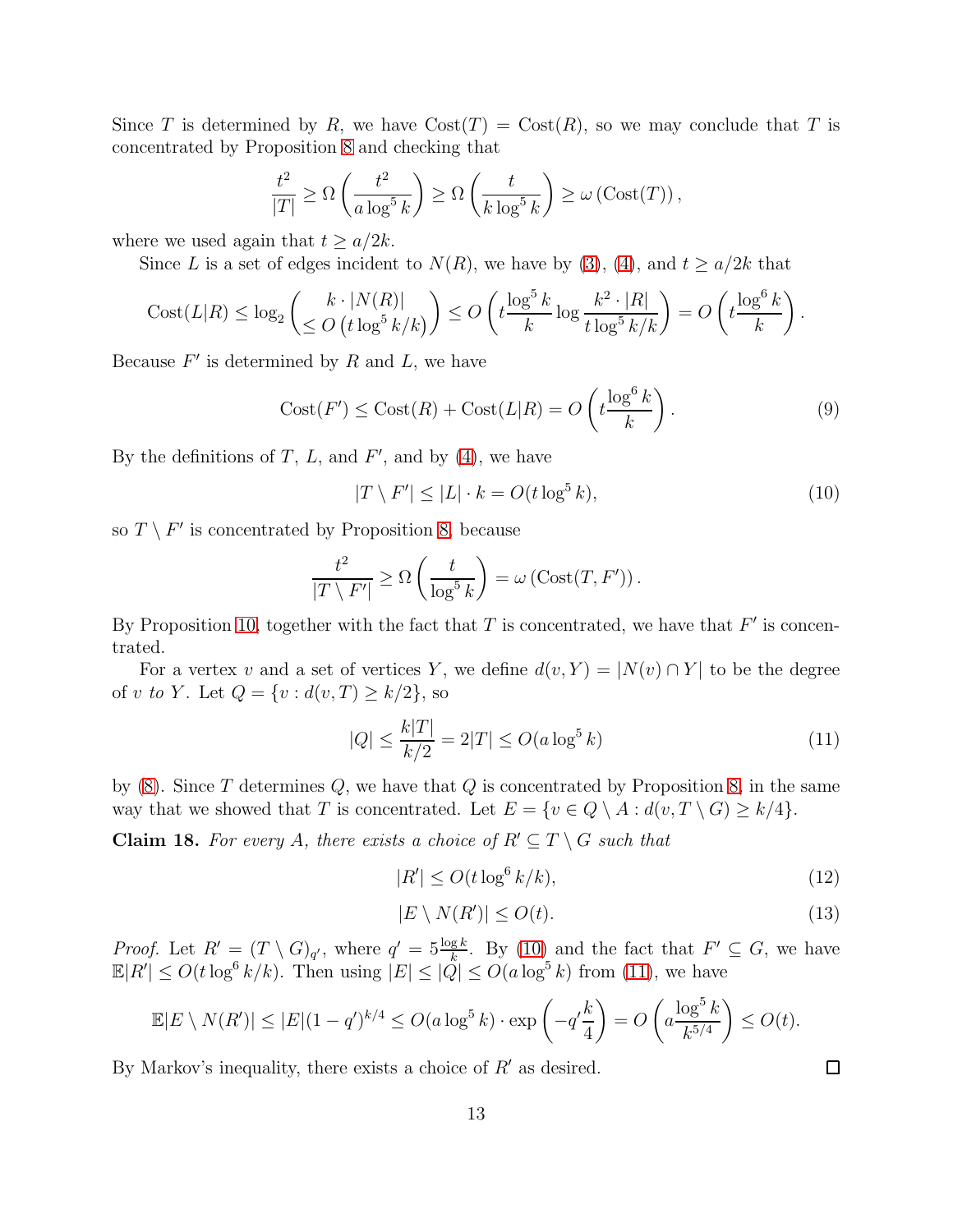Since $T$ is determined by $R$, we have $\text{Cost}(T) = \text{Cost}(R)$, so we may conclude that $T$ is concentrated by Proposition 8 and checking that

$$\frac{t^2}{|T|} \geq \Omega\left(\frac{t^2}{a \log^5 k}\right) \geq \Omega\left(\frac{t}{k \log^5 k}\right) \geq \omega\left(\text{Cost}(T)\right),$$

where we used again that $t \geq a/2k$.

Since $L$ is a set of edges incident to $N(R)$, we have by (3), (4), and $t \geq a/2k$ that

$$\text{Cost}(L|R) \leq \log_2 \binom{k \cdot |N(R)|}{\leq O\left(t \log^5 k/k\right)} \leq O\left(t \frac{\log^5 k}{k} \log \frac{k^2 \cdot |R|}{t \log^5 k/k}\right) = O\left(t \frac{\log^6 k}{k}\right).$$

Because $F'$ is determined by $R$ and $L$, we have

$$\text{Cost}(F') \leq \text{Cost}(R) + \text{Cost}(L|R) = O\left(t \frac{\log^6 k}{k}\right). \tag{9}$$

By the definitions of $T$, $L$, and $F'$, and by (4), we have

$$|T \setminus F'| \leq |L| \cdot k = O(t \log^5 k), \tag{10}$$

so $T \setminus F'$ is concentrated by Proposition 8, because

$$\frac{t^2}{|T \setminus F'|} \geq \Omega\left(\frac{t}{\log^5 k}\right) = \omega\left(\text{Cost}(T, F')\right).$$

By Proposition 10, together with the fact that $T$ is concentrated, we have that $F'$ is concentrated.

For a vertex $v$ and a set of vertices $Y$, we define $d(v, Y) = |N(v) \cap Y|$ to be the degree of $v$ *to* $Y$. Let $Q = \{v : d(v, T) \geq k/2\}$, so

$$|Q| \leq \frac{k|T|}{k/2} = 2|T| \leq O(a \log^5 k) \tag{11}$$

by (8). Since $T$ determines $Q$, we have that $Q$ is concentrated by Proposition 8, in the same way that we showed that $T$ is concentrated. Let $E = \{v \in Q \setminus A : d(v, T \setminus G) \geq k/4\}$.

**Claim 18.** *For every $A$, there exists a choice of $R' \subseteq T \setminus G$ such that*

$$|R'| \leq O(t \log^6 k/k), \tag{12}$$

$$|E \setminus N(R')| \leq O(t). \tag{13}$$

*Proof.* Let $R' = (T \setminus G)_{q'}$, where $q' = 5\frac{\log k}{k}$. By (10) and the fact that $F' \subseteq G$, we have $\mathbb{E}|R'| \leq O(t \log^6 k/k)$. Then using $|E| \leq |Q| \leq O(a \log^5 k)$ from (11), we have

$$\mathbb{E}|E \setminus N(R')| \leq |E|(1 - q')^{k/4} \leq O(a \log^5 k) \cdot \exp\left(-q' \frac{k}{4}\right) = O\left(a \frac{\log^5 k}{k^{5/4}}\right) \leq O(t).$$

By Markov's inequality, there exists a choice of $R'$ as desired. $\square$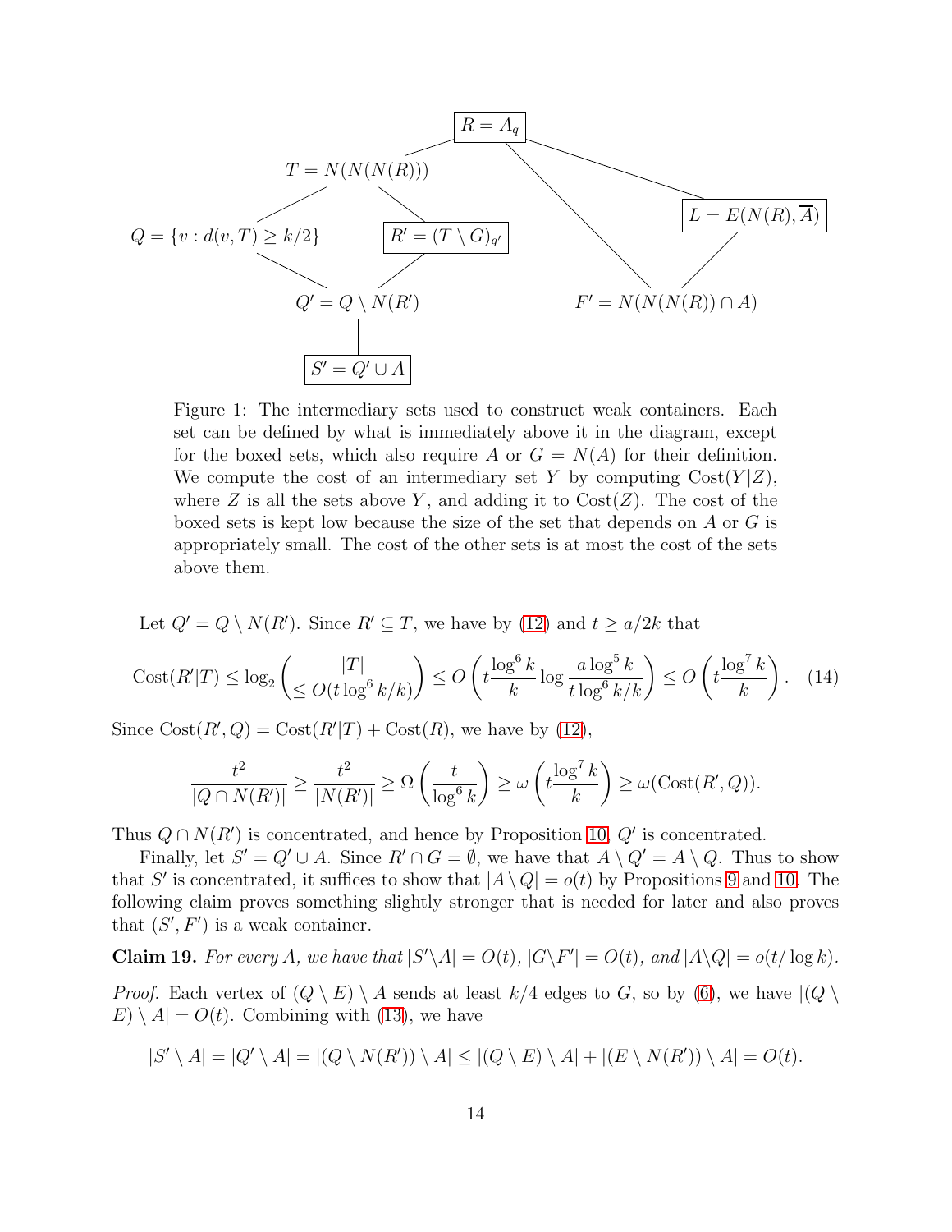$R = A_q$

$T = N(N(N(R)))$

$L = E(N(R), \overline{A})$

$Q = \{v : d(v, T) \geq k/2\}$

$R' = (T \setminus G)_{q'}$

$Q' = Q \setminus N(R')$

$F' = N(N(N(R)) \cap A)$

$S' = Q' \cup A$

Figure 1: The intermediary sets used to construct weak containers. Each set can be defined by what is immediately above it in the diagram, except for the boxed sets, which also require $A$ or $G = N(A)$ for their definition. We compute the cost of an intermediary set $Y$ by computing $\text{Cost}(Y|Z)$, where $Z$ is all the sets above $Y$, and adding it to $\text{Cost}(Z)$. The cost of the boxed sets is kept low because the size of the set that depends on $A$ or $G$ is appropriately small. The cost of the other sets is at most the cost of the sets above them.

Let $Q' = Q \setminus N(R')$. Since $R' \subseteq T$, we have by (12) and $t \geq a/2k$ that

$$\text{Cost}(R'|T) \leq \log_2 \binom{|T|}{\leq O(t \log^6 k/k)} \leq O\left(t \frac{\log^6 k}{k} \log \frac{a \log^5 k}{t \log^6 k/k}\right) \leq O\left(t \frac{\log^7 k}{k}\right). \quad (14)$$

Since $\text{Cost}(R', Q) = \text{Cost}(R'|T) + \text{Cost}(R)$, we have by (12),

$$\frac{t^2}{|Q \cap N(R')|} \geq \frac{t^2}{|N(R')|} \geq \Omega\left(\frac{t}{\log^6 k}\right) \geq \omega\left(t \frac{\log^7 k}{k}\right) \geq \omega(\text{Cost}(R', Q)).$$

Thus $Q \cap N(R')$ is concentrated, and hence by Proposition 10, $Q'$ is concentrated.

Finally, let $S' = Q' \cup A$. Since $R' \cap G = \emptyset$, we have that $A \setminus Q' = A \setminus Q$. Thus to show that $S'$ is concentrated, it suffices to show that $|A \setminus Q| = o(t)$ by Propositions 9 and 10. The following claim proves something slightly stronger that is needed for later and also proves that $(S', F')$ is a weak container.

**Claim 19.** *For every $A$, we have that $|S' \setminus A| = O(t)$, $|G \setminus F'| = O(t)$, and $|A \setminus Q| = o(t/\log k)$.*

*Proof.* Each vertex of $(Q \setminus E) \setminus A$ sends at least $k/4$ edges to $G$, so by (6), we have $|(Q \setminus E) \setminus A| = O(t)$. Combining with (13), we have

$$|S' \setminus A| = |Q' \setminus A| = |(Q \setminus N(R')) \setminus A| \leq |(Q \setminus E) \setminus A| + |(E \setminus N(R')) \setminus A| = O(t).$$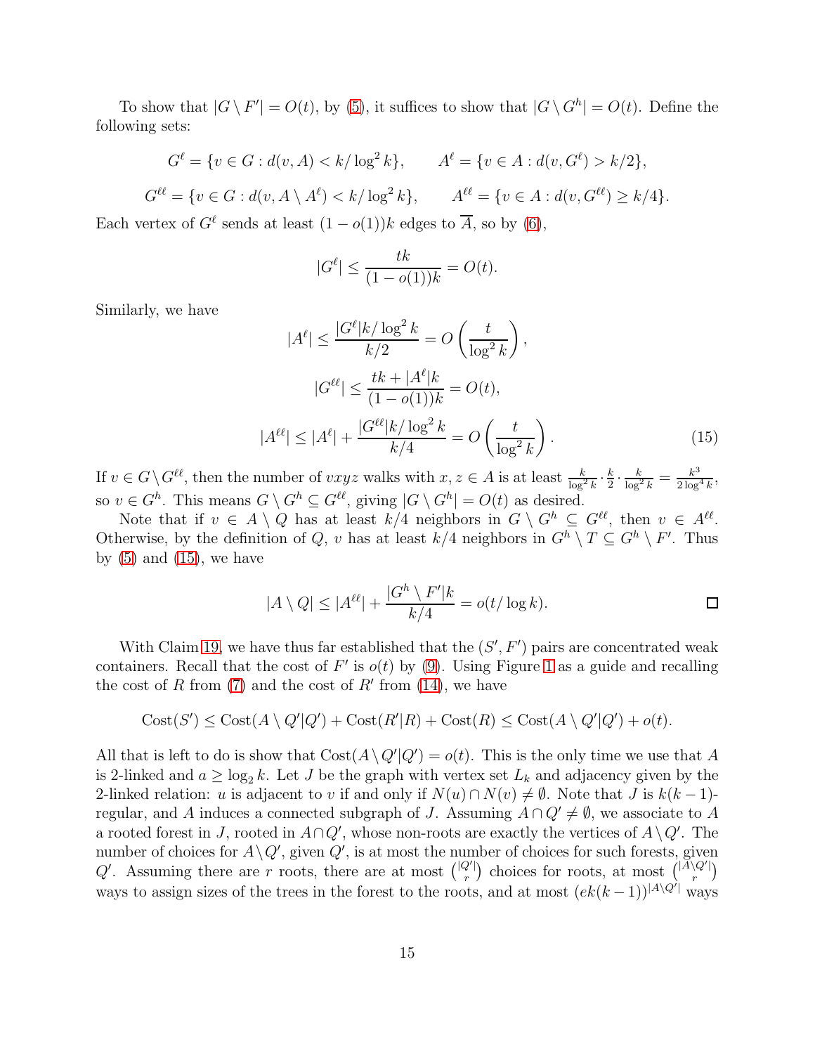To show that $|G \setminus F'| = O(t)$, by (5), it suffices to show that $|G \setminus G^h| = O(t)$. Define the following sets:

$$G^\ell = \{v \in G : d(v, A) < k/\log^2 k\}, \qquad A^\ell = \{v \in A : d(v, G^\ell) > k/2\},$$

$$G^{\ell\ell} = \{v \in G : d(v, A \setminus A^\ell) < k/\log^2 k\}, \qquad A^{\ell\ell} = \{v \in A : d(v, G^{\ell\ell}) \geq k/4\}.$$

Each vertex of $G^\ell$ sends at least $(1 - o(1))k$ edges to $\overline{A}$, so by (6),

$$|G^\ell| \leq \frac{tk}{(1 - o(1))k} = O(t).$$

Similarly, we have

$$|A^\ell| \leq \frac{|G^\ell| k/\log^2 k}{k/2} = O\left(\frac{t}{\log^2 k}\right),$$

$$|G^{\ell\ell}| \leq \frac{tk + |A^\ell| k}{(1 - o(1))k} = O(t),$$

$$|A^{\ell\ell}| \leq |A^\ell| + \frac{|G^{\ell\ell}| k/\log^2 k}{k/4} = O\left(\frac{t}{\log^2 k}\right). \tag{15}$$

If $v \in G \setminus G^{\ell\ell}$, then the number of $vxyz$ walks with $x, z \in A$ is at least $\frac{k}{\log^2 k} \cdot \frac{k}{2} \cdot \frac{k}{\log^2 k} = \frac{k^3}{2\log^4 k}$, so $v \in G^h$. This means $G \setminus G^h \subseteq G^{\ell\ell}$, giving $|G \setminus G^h| = O(t)$ as desired.

Note that if $v \in A \setminus Q$ has at least $k/4$ neighbors in $G \setminus G^h \subseteq G^{\ell\ell}$, then $v \in A^{\ell\ell}$. Otherwise, by the definition of $Q$, $v$ has at least $k/4$ neighbors in $G^h \setminus T \subseteq G^h \setminus F'$. Thus by (5) and (15), we have

$$|A \setminus Q| \leq |A^{\ell\ell}| + \frac{|G^h \setminus F'| k}{k/4} = o(t/\log k). \qquad \square$$

With Claim 19, we have thus far established that the $(S', F')$ pairs are concentrated weak containers. Recall that the cost of $F'$ is $o(t)$ by (9). Using Figure 1 as a guide and recalling the cost of $R$ from (7) and the cost of $R'$ from (14), we have

$$\mathrm{Cost}(S') \leq \mathrm{Cost}(A \setminus Q'|Q') + \mathrm{Cost}(R'|R) + \mathrm{Cost}(R) \leq \mathrm{Cost}(A \setminus Q'|Q') + o(t).$$

All that is left to do is show that $\mathrm{Cost}(A \setminus Q'|Q') = o(t)$. This is the only time we use that $A$ is 2-linked and $a \geq \log_2 k$. Let $J$ be the graph with vertex set $L_k$ and adjacency given by the 2-linked relation: $u$ is adjacent to $v$ if and only if $N(u) \cap N(v) \neq \emptyset$. Note that $J$ is $k(k-1)$-regular, and $A$ induces a connected subgraph of $J$. Assuming $A \cap Q' \neq \emptyset$, we associate to $A$ a rooted forest in $J$, rooted in $A \cap Q'$, whose non-roots are exactly the vertices of $A \setminus Q'$. The number of choices for $A \setminus Q'$, given $Q'$, is at most the number of choices for such forests, given $Q'$. Assuming there are $r$ roots, there are at most $\binom{|Q'|}{r}$ choices for roots, at most $\binom{|A \setminus Q'|}{r}$ ways to assign sizes of the trees in the forest to the roots, and at most $(ek(k-1))^{|A \setminus Q'|}$ ways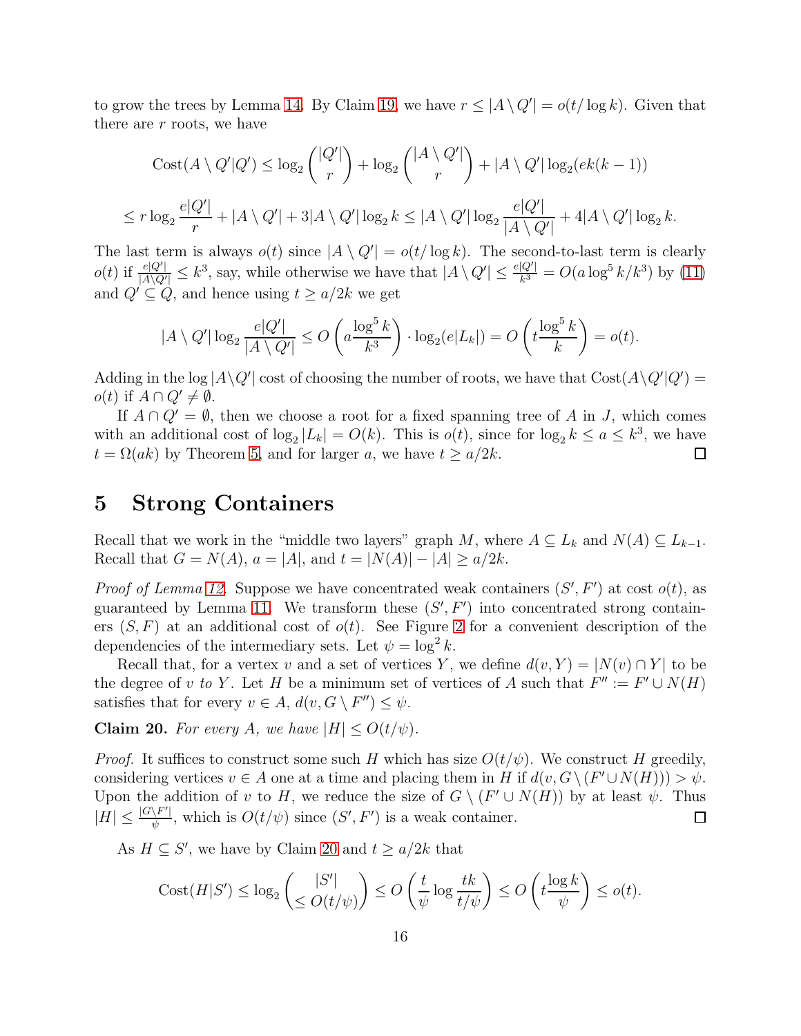to grow the trees by Lemma 14. By Claim 19, we have $r \leq |A \setminus Q'| = o(t/\log k)$. Given that there are $r$ roots, we have

$$\text{Cost}(A \setminus Q'|Q') \leq \log_2 \binom{|Q'|}{r} + \log_2 \binom{|A \setminus Q'|}{r} + |A \setminus Q'| \log_2(ek(k-1))$$

$$\leq r \log_2 \frac{e|Q'|}{r} + |A \setminus Q'| + 3|A \setminus Q'| \log_2 k \leq |A \setminus Q'| \log_2 \frac{e|Q'|}{|A \setminus Q'|} + 4|A \setminus Q'| \log_2 k.$$

The last term is always $o(t)$ since $|A \setminus Q'| = o(t/\log k)$. The second-to-last term is clearly $o(t)$ if $\frac{e|Q'|}{|A \setminus Q'|} \leq k^3$, say, while otherwise we have that $|A \setminus Q'| \leq \frac{e|Q'|}{k^3} = O(a \log^5 k / k^3)$ by (11) and $Q' \subseteq Q$, and hence using $t \geq a/2k$ we get

$$|A \setminus Q'| \log_2 \frac{e|Q'|}{|A \setminus Q'|} \leq O\left(a \frac{\log^5 k}{k^3}\right) \cdot \log_2(e|L_k|) = O\left(t \frac{\log^5 k}{k}\right) = o(t).$$

Adding in the $\log |A \setminus Q'|$ cost of choosing the number of roots, we have that $\text{Cost}(A \setminus Q'|Q') = o(t)$ if $A \cap Q' \neq \emptyset$.

If $A \cap Q' = \emptyset$, then we choose a root for a fixed spanning tree of $A$ in $J$, which comes with an additional cost of $\log_2 |L_k| = O(k)$. This is $o(t)$, since for $\log_2 k \leq a \leq k^3$, we have $t = \Omega(ak)$ by Theorem 5, and for larger $a$, we have $t \geq a/2k$. □

## 5 Strong Containers

Recall that we work in the "middle two layers" graph $M$, where $A \subseteq L_k$ and $N(A) \subseteq L_{k-1}$. Recall that $G = N(A)$, $a = |A|$, and $t = |N(A)| - |A| \geq a/2k$.

*Proof of Lemma 12.* Suppose we have concentrated weak containers $(S', F')$ at cost $o(t)$, as guaranteed by Lemma 11. We transform these $(S', F')$ into concentrated strong containers $(S, F)$ at an additional cost of $o(t)$. See Figure 2 for a convenient description of the dependencies of the intermediary sets. Let $\psi = \log^2 k$.

Recall that, for a vertex $v$ and a set of vertices $Y$, we define $d(v, Y) = |N(v) \cap Y|$ to be the degree of $v$ *to* $Y$. Let $H$ be a minimum set of vertices of $A$ such that $F'' := F' \cup N(H)$ satisfies that for every $v \in A$, $d(v, G \setminus F'') \leq \psi$.

**Claim 20.** *For every $A$, we have $|H| \leq O(t/\psi)$.*

*Proof.* It suffices to construct some such $H$ which has size $O(t/\psi)$. We construct $H$ greedily, considering vertices $v \in A$ one at a time and placing them in $H$ if $d(v, G \setminus (F' \cup N(H))) > \psi$. Upon the addition of $v$ to $H$, we reduce the size of $G \setminus (F' \cup N(H))$ by at least $\psi$. Thus $|H| \leq \frac{|G \setminus F'|}{\psi}$, which is $O(t/\psi)$ since $(S', F')$ is a weak container. □

As $H \subseteq S'$, we have by Claim 20 and $t \geq a/2k$ that

$$\text{Cost}(H|S') \leq \log_2 \binom{|S'|}{\leq O(t/\psi)} \leq O\left(\frac{t}{\psi} \log \frac{tk}{t/\psi}\right) \leq O\left(t \frac{\log k}{\psi}\right) \leq o(t).$$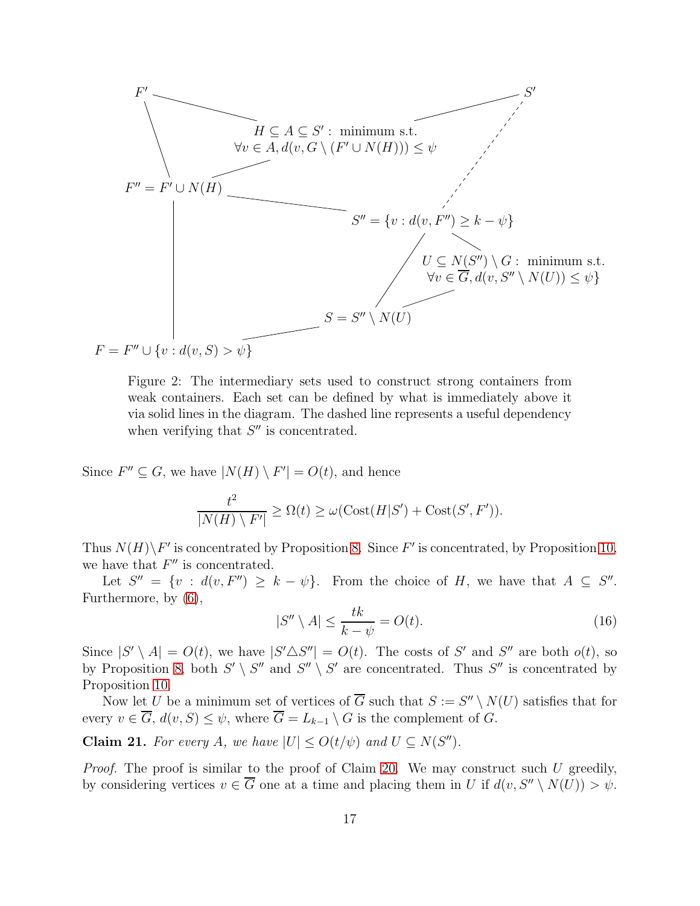$F'$

$S'$

$H \subseteq A \subseteq S'$ : minimum s.t. $\forall v \in A, d(v, G \setminus (F' \cup N(H))) \leq \psi$

$F'' = F' \cup N(H)$

$S'' = \{v : d(v, F'') \geq k - \psi\}$

$U \subseteq N(S'') \setminus G$ : minimum s.t. $\forall v \in \overline{G}, d(v, S'' \setminus N(U)) \leq \psi\}$

$S = S'' \setminus N(U)$

$F = F'' \cup \{v : d(v, S) > \psi\}$

Figure 2: The intermediary sets used to construct strong containers from weak containers. Each set can be defined by what is immediately above it via solid lines in the diagram. The dashed line represents a useful dependency when verifying that $S''$ is concentrated.

Since $F'' \subseteq G$, we have $|N(H) \setminus F'| = O(t)$, and hence

$$\frac{t^2}{|N(H) \setminus F'|} \geq \Omega(t) \geq \omega(\text{Cost}(H|S') + \text{Cost}(S', F')).$$

Thus $N(H) \setminus F'$ is concentrated by Proposition 8. Since $F'$ is concentrated, by Proposition 10, we have that $F''$ is concentrated.

Let $S'' = \{v : d(v, F'') \geq k - \psi\}$. From the choice of $H$, we have that $A \subseteq S''$. Furthermore, by (6),

$$|S'' \setminus A| \leq \frac{tk}{k - \psi} = O(t). \tag{16}$$

Since $|S' \setminus A| = O(t)$, we have $|S' \triangle S''| = O(t)$. The costs of $S'$ and $S''$ are both $o(t)$, so by Proposition 8, both $S' \setminus S''$ and $S'' \setminus S'$ are concentrated. Thus $S''$ is concentrated by Proposition 10.

Now let $U$ be a minimum set of vertices of $\overline{G}$ such that $S := S'' \setminus N(U)$ satisfies that for every $v \in \overline{G}$, $d(v, S) \leq \psi$, where $\overline{G} = L_{k-1} \setminus G$ is the complement of $G$.

**Claim 21.** *For every $A$, we have $|U| \leq O(t/\psi)$ and $U \subseteq N(S'')$.*

*Proof.* The proof is similar to the proof of Claim 20. We may construct such $U$ greedily, by considering vertices $v \in \overline{G}$ one at a time and placing them in $U$ if $d(v, S'' \setminus N(U)) > \psi$.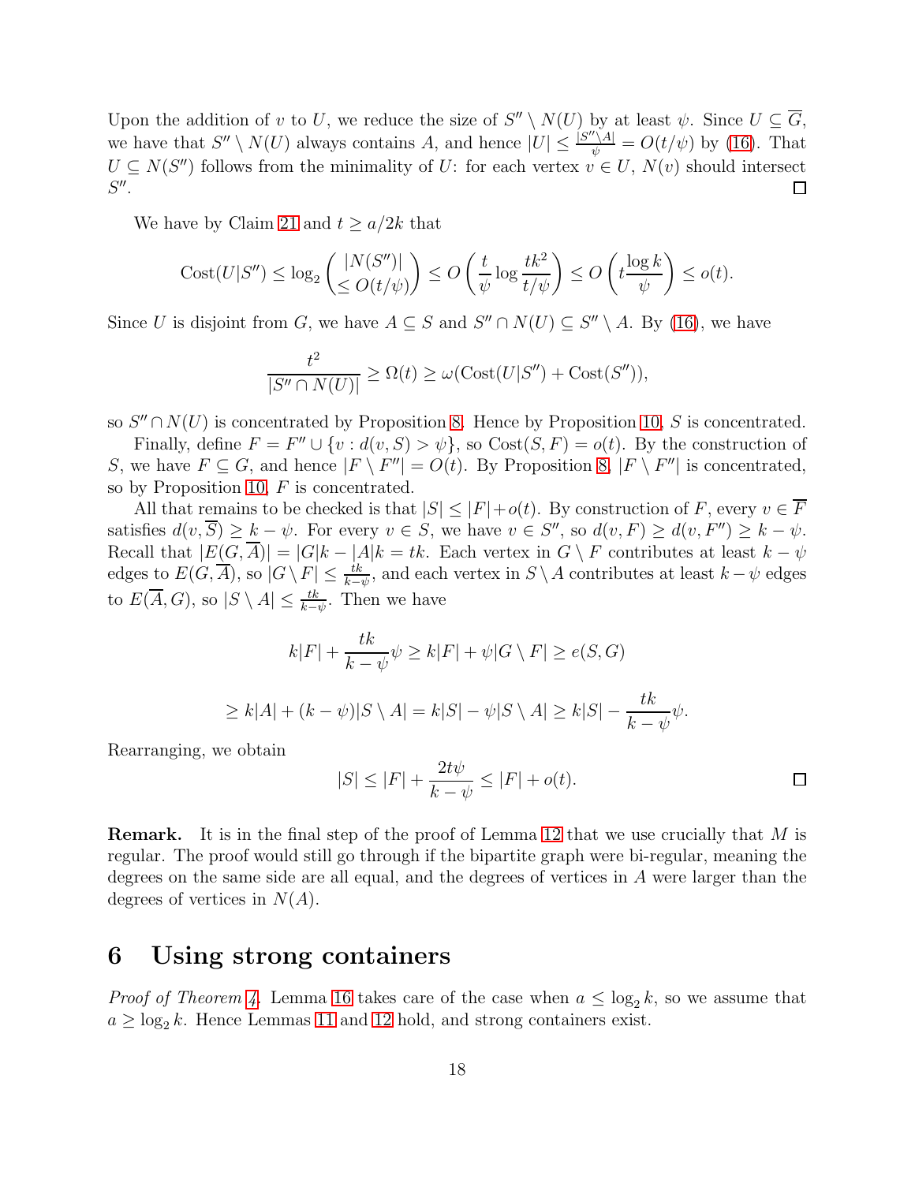Upon the addition of $v$ to $U$, we reduce the size of $S'' \setminus N(U)$ by at least $\psi$. Since $U \subseteq \overline{G}$, we have that $S'' \setminus N(U)$ always contains $A$, and hence $|U| \leq \frac{|S'' \setminus A|}{\psi} = O(t/\psi)$ by (16). That $U \subseteq N(S'')$ follows from the minimality of $U$: for each vertex $v \in U$, $N(v)$ should intersect $S''$. $\square$

We have by Claim 21 and $t \geq a/2k$ that

$$\mathrm{Cost}(U|S'') \leq \log_2 \binom{|N(S'')|}{\leq O(t/\psi)} \leq O\left(\frac{t}{\psi} \log \frac{tk^2}{t/\psi}\right) \leq O\left(t \frac{\log k}{\psi}\right) \leq o(t).$$

Since $U$ is disjoint from $G$, we have $A \subseteq S$ and $S'' \cap N(U) \subseteq S'' \setminus A$. By (16), we have

$$\frac{t^2}{|S'' \cap N(U)|} \geq \Omega(t) \geq \omega(\mathrm{Cost}(U|S'') + \mathrm{Cost}(S'')),$$

so $S'' \cap N(U)$ is concentrated by Proposition 8. Hence by Proposition 10, $S$ is concentrated.

Finally, define $F = F'' \cup \{v : d(v, S) > \psi\}$, so $\mathrm{Cost}(S, F) = o(t)$. By the construction of $S$, we have $F \subseteq G$, and hence $|F \setminus F''| = O(t)$. By Proposition 8, $|F \setminus F''|$ is concentrated, so by Proposition 10, $F$ is concentrated.

All that remains to be checked is that $|S| \leq |F| + o(t)$. By construction of $F$, every $v \in \overline{F}$ satisfies $d(v, \overline{S}) \geq k - \psi$. For every $v \in S$, we have $v \in S''$, so $d(v, F) \geq d(v, F'') \geq k - \psi$. Recall that $|E(G, \overline{A})| = |G|k - |A|k = tk$. Each vertex in $G \setminus F$ contributes at least $k - \psi$ edges to $E(G, \overline{A})$, so $|G \setminus F| \leq \frac{tk}{k-\psi}$, and each vertex in $S \setminus A$ contributes at least $k - \psi$ edges to $E(\overline{A}, G)$, so $|S \setminus A| \leq \frac{tk}{k-\psi}$. Then we have

$$k|F| + \frac{tk}{k-\psi}\psi \geq k|F| + \psi|G \setminus F| \geq e(S, G)$$

$$\geq k|A| + (k-\psi)|S \setminus A| = k|S| - \psi|S \setminus A| \geq k|S| - \frac{tk}{k-\psi}\psi.$$

Rearranging, we obtain

$$|S| \leq |F| + \frac{2t\psi}{k-\psi} \leq |F| + o(t). \qquad \square$$

**Remark.** It is in the final step of the proof of Lemma 12 that we use crucially that $M$ is regular. The proof would still go through if the bipartite graph were bi-regular, meaning the degrees on the same side are all equal, and the degrees of vertices in $A$ were larger than the degrees of vertices in $N(A)$.

# 6 Using strong containers

*Proof of Theorem 4.* Lemma 16 takes care of the case when $a \leq \log_2 k$, so we assume that $a \geq \log_2 k$. Hence Lemmas 11 and 12 hold, and strong containers exist.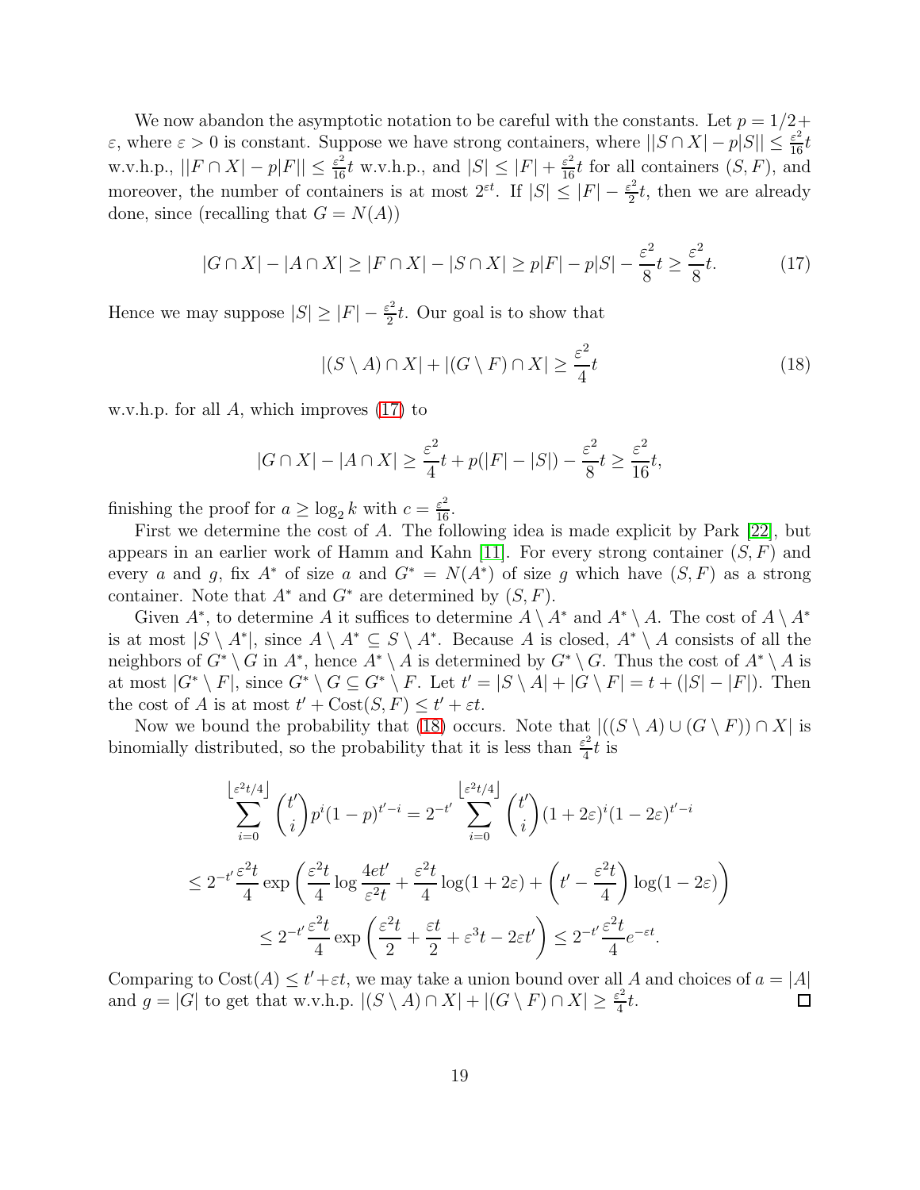We now abandon the asymptotic notation to be careful with the constants. Let $p = 1/2 + \varepsilon$, where $\varepsilon > 0$ is constant. Suppose we have strong containers, where $||S \cap X| - p|S|| \leq \frac{\varepsilon^2}{16}t$ w.v.h.p., $||F \cap X| - p|F|| \leq \frac{\varepsilon^2}{16}t$ w.v.h.p., and $|S| \leq |F| + \frac{\varepsilon^2}{16}t$ for all containers $(S, F)$, and moreover, the number of containers is at most $2^{\varepsilon t}$. If $|S| \leq |F| - \frac{\varepsilon^2}{2}t$, then we are already done, since (recalling that $G = N(A)$)

$$|G \cap X| - |A \cap X| \geq |F \cap X| - |S \cap X| \geq p|F| - p|S| - \frac{\varepsilon^2}{8}t \geq \frac{\varepsilon^2}{8}t. \tag{17}$$

Hence we may suppose $|S| \geq |F| - \frac{\varepsilon^2}{2}t$. Our goal is to show that

$$|(S \setminus A) \cap X| + |(G \setminus F) \cap X| \geq \frac{\varepsilon^2}{4}t \tag{18}$$

w.v.h.p. for all $A$, which improves (17) to

$$|G \cap X| - |A \cap X| \geq \frac{\varepsilon^2}{4}t + p(|F| - |S|) - \frac{\varepsilon^2}{8}t \geq \frac{\varepsilon^2}{16}t,$$

finishing the proof for $a \geq \log_2 k$ with $c = \frac{\varepsilon^2}{16}$.

First we determine the cost of $A$. The following idea is made explicit by Park [22], but appears in an earlier work of Hamm and Kahn [11]. For every strong container $(S, F)$ and every $a$ and $g$, fix $A^*$ of size $a$ and $G^* = N(A^*)$ of size $g$ which have $(S, F)$ as a strong container. Note that $A^*$ and $G^*$ are determined by $(S, F)$.

Given $A^*$, to determine $A$ it suffices to determine $A \setminus A^*$ and $A^* \setminus A$. The cost of $A \setminus A^*$ is at most $|S \setminus A^*|$, since $A \setminus A^* \subseteq S \setminus A^*$. Because $A$ is closed, $A^* \setminus A$ consists of all the neighbors of $G^* \setminus G$ in $A^*$, hence $A^* \setminus A$ is determined by $G^* \setminus G$. Thus the cost of $A^* \setminus A$ is at most $|G^* \setminus F|$, since $G^* \setminus G \subseteq G^* \setminus F$. Let $t' = |S \setminus A| + |G \setminus F| = t + (|S| - |F|)$. Then the cost of $A$ is at most $t' + \text{Cost}(S, F) \leq t' + \varepsilon t$.

Now we bound the probability that (18) occurs. Note that $|((S \setminus A) \cup (G \setminus F)) \cap X|$ is binomially distributed, so the probability that it is less than $\frac{\varepsilon^2}{4}t$ is

$$\sum_{i=0}^{\lfloor \varepsilon^2 t/4 \rfloor} \binom{t'}{i} p^i (1-p)^{t'-i} = 2^{-t'} \sum_{i=0}^{\lfloor \varepsilon^2 t/4 \rfloor} \binom{t'}{i} (1 + 2\varepsilon)^i (1 - 2\varepsilon)^{t'-i}$$

$$\leq 2^{-t'} \frac{\varepsilon^2 t}{4} \exp\left( \frac{\varepsilon^2 t}{4} \log \frac{4et'}{\varepsilon^2 t} + \frac{\varepsilon^2 t}{4} \log(1 + 2\varepsilon) + \left( t' - \frac{\varepsilon^2 t}{4} \right) \log(1 - 2\varepsilon) \right)$$

$$\leq 2^{-t'} \frac{\varepsilon^2 t}{4} \exp\left( \frac{\varepsilon^2 t}{2} + \frac{\varepsilon t}{2} + \varepsilon^3 t - 2\varepsilon t' \right) \leq 2^{-t'} \frac{\varepsilon^2 t}{4} e^{-\varepsilon t}.$$

Comparing to $\text{Cost}(A) \leq t' + \varepsilon t$, we may take a union bound over all $A$ and choices of $a = |A|$ and $g = |G|$ to get that w.v.h.p. $|(S \setminus A) \cap X| + |(G \setminus F) \cap X| \geq \frac{\varepsilon^2}{4}t$. $\square$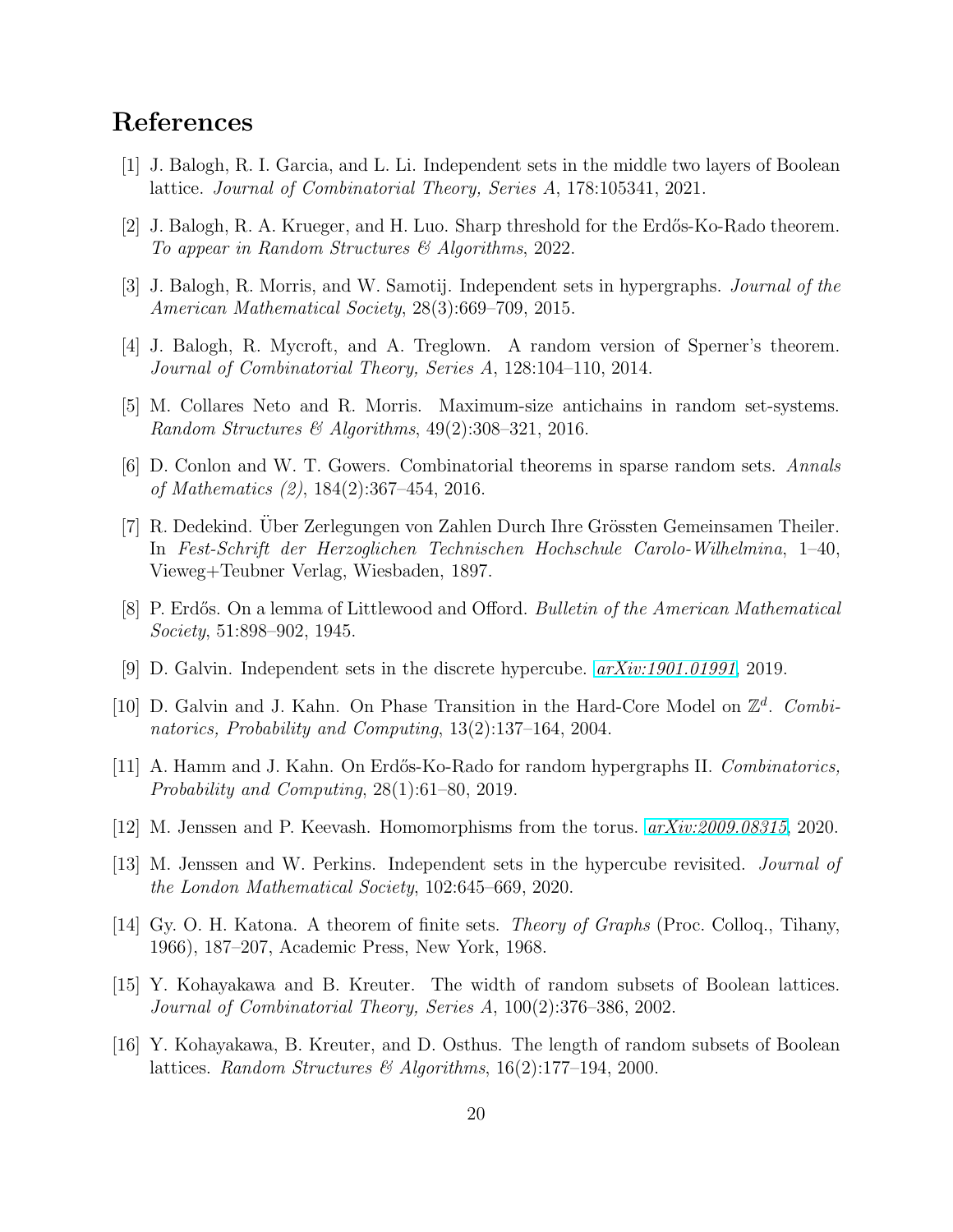## References

[1] J. Balogh, R. I. Garcia, and L. Li. Independent sets in the middle two layers of Boolean lattice. *Journal of Combinatorial Theory, Series A*, 178:105341, 2021.

[2] J. Balogh, R. A. Krueger, and H. Luo. Sharp threshold for the Erdős-Ko-Rado theorem. *To appear in Random Structures & Algorithms*, 2022.

[3] J. Balogh, R. Morris, and W. Samotij. Independent sets in hypergraphs. *Journal of the American Mathematical Society*, 28(3):669–709, 2015.

[4] J. Balogh, R. Mycroft, and A. Treglown. A random version of Sperner's theorem. *Journal of Combinatorial Theory, Series A*, 128:104–110, 2014.

[5] M. Collares Neto and R. Morris. Maximum-size antichains in random set-systems. *Random Structures & Algorithms*, 49(2):308–321, 2016.

[6] D. Conlon and W. T. Gowers. Combinatorial theorems in sparse random sets. *Annals of Mathematics (2)*, 184(2):367–454, 2016.

[7] R. Dedekind. Über Zerlegungen von Zahlen Durch Ihre Grössten Gemeinsamen Theiler. In *Fest-Schrift der Herzoglichen Technischen Hochschule Carolo-Wilhelmina*, 1–40, Vieweg+Teubner Verlag, Wiesbaden, 1897.

[8] P. Erdős. On a lemma of Littlewood and Offord. *Bulletin of the American Mathematical Society*, 51:898–902, 1945.

[9] D. Galvin. Independent sets in the discrete hypercube. *arXiv:1901.01991*, 2019.

[10] D. Galvin and J. Kahn. On Phase Transition in the Hard-Core Model on $\mathbb{Z}^d$. *Combinatorics, Probability and Computing*, 13(2):137–164, 2004.

[11] A. Hamm and J. Kahn. On Erdős-Ko-Rado for random hypergraphs II. *Combinatorics, Probability and Computing*, 28(1):61–80, 2019.

[12] M. Jenssen and P. Keevash. Homomorphisms from the torus. *arXiv:2009.08315*, 2020.

[13] M. Jenssen and W. Perkins. Independent sets in the hypercube revisited. *Journal of the London Mathematical Society*, 102:645–669, 2020.

[14] Gy. O. H. Katona. A theorem of finite sets. *Theory of Graphs* (Proc. Colloq., Tihany, 1966), 187–207, Academic Press, New York, 1968.

[15] Y. Kohayakawa and B. Kreuter. The width of random subsets of Boolean lattices. *Journal of Combinatorial Theory, Series A*, 100(2):376–386, 2002.

[16] Y. Kohayakawa, B. Kreuter, and D. Osthus. The length of random subsets of Boolean lattices. *Random Structures & Algorithms*, 16(2):177–194, 2000.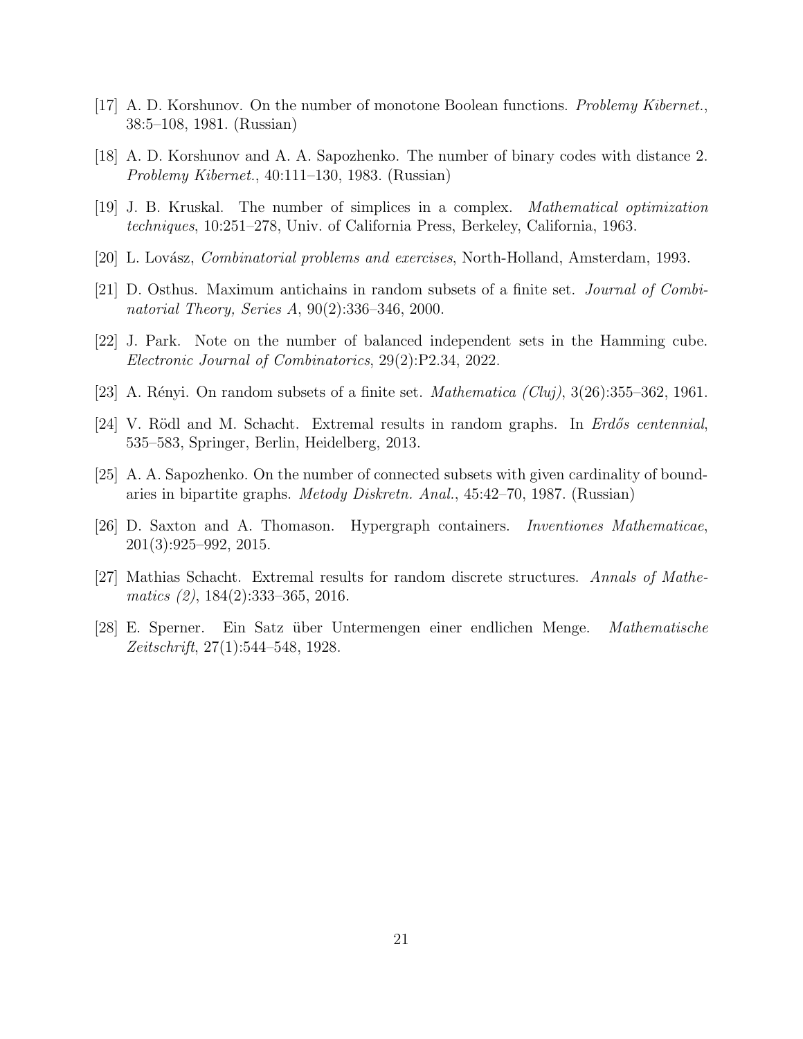[17] A. D. Korshunov. On the number of monotone Boolean functions. *Problemy Kibernet.*, 38:5–108, 1981. (Russian)

[18] A. D. Korshunov and A. A. Sapozhenko. The number of binary codes with distance 2. *Problemy Kibernet.*, 40:111–130, 1983. (Russian)

[19] J. B. Kruskal. The number of simplices in a complex. *Mathematical optimization techniques*, 10:251–278, Univ. of California Press, Berkeley, California, 1963.

[20] L. Lovász, *Combinatorial problems and exercises*, North-Holland, Amsterdam, 1993.

[21] D. Osthus. Maximum antichains in random subsets of a finite set. *Journal of Combinatorial Theory, Series A*, 90(2):336–346, 2000.

[22] J. Park. Note on the number of balanced independent sets in the Hamming cube. *Electronic Journal of Combinatorics*, 29(2):P2.34, 2022.

[23] A. Rényi. On random subsets of a finite set. *Mathematica (Cluj)*, 3(26):355–362, 1961.

[24] V. Rödl and M. Schacht. Extremal results in random graphs. In *Erdős centennial*, 535–583, Springer, Berlin, Heidelberg, 2013.

[25] A. A. Sapozhenko. On the number of connected subsets with given cardinality of boundaries in bipartite graphs. *Metody Diskretn. Anal.*, 45:42–70, 1987. (Russian)

[26] D. Saxton and A. Thomason. Hypergraph containers. *Inventiones Mathematicae*, 201(3):925–992, 2015.

[27] Mathias Schacht. Extremal results for random discrete structures. *Annals of Mathematics (2)*, 184(2):333–365, 2016.

[28] E. Sperner. Ein Satz über Untermengen einer endlichen Menge. *Mathematische Zeitschrift*, 27(1):544–548, 1928.